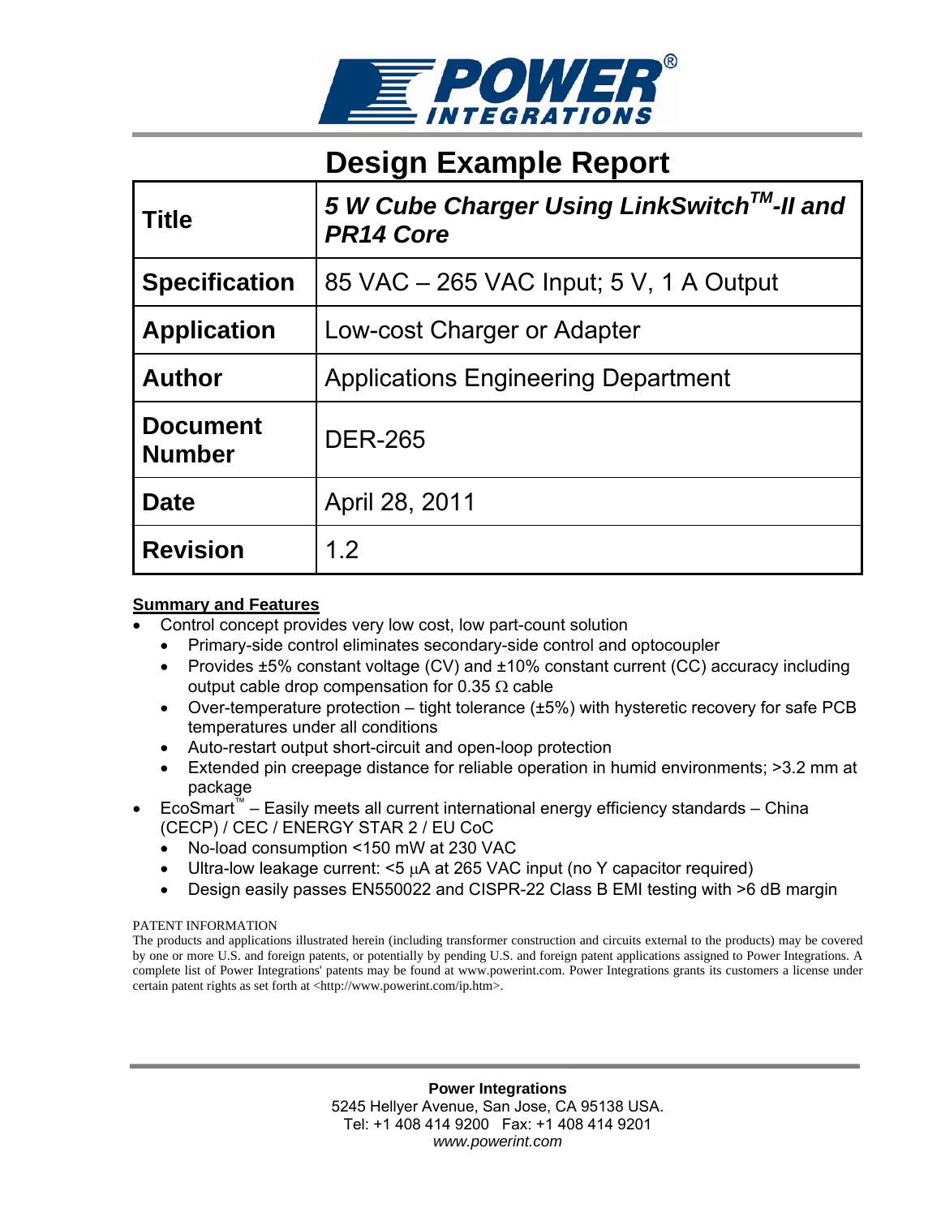# Design Example Report

| | |
|---|---|
| **Title** | ***5 W Cube Charger Using LinkSwitch™-II and PR14 Core*** |
| **Specification** | 85 VAC – 265 VAC Input; 5 V, 1 A Output |
| **Application** | Low-cost Charger or Adapter |
| **Author** | Applications Engineering Department |
| **Document Number** | DER-265 |
| **Date** | April 28, 2011 |
| **Revision** | 1.2 |

## Summary and Features

- Control concept provides very low cost, low part-count solution
  - Primary-side control eliminates secondary-side control and optocoupler
  - Provides ±5% constant voltage (CV) and ±10% constant current (CC) accuracy including output cable drop compensation for 0.35 Ω cable
  - Over-temperature protection – tight tolerance (±5%) with hysteretic recovery for safe PCB temperatures under all conditions
  - Auto-restart output short-circuit and open-loop protection
  - Extended pin creepage distance for reliable operation in humid environments; >3.2 mm at package
- EcoSmart™ – Easily meets all current international energy efficiency standards – China (CECP) / CEC / ENERGY STAR 2 / EU CoC
  - No-load consumption <150 mW at 230 VAC
  - Ultra-low leakage current: <5 μA at 265 VAC input (no Y capacitor required)
  - Design easily passes EN550022 and CISPR-22 Class B EMI testing with >6 dB margin

PATENT INFORMATION

The products and applications illustrated herein (including transformer construction and circuits external to the products) may be covered by one or more U.S. and foreign patents, or potentially by pending U.S. and foreign patent applications assigned to Power Integrations. A complete list of Power Integrations' patents may be found at www.powerint.com. Power Integrations grants its customers a license under certain patent rights as set forth at <http://www.powerint.com/ip.htm>.

**Power Integrations**
5245 Hellyer Avenue, San Jose, CA 95138 USA.
Tel: +1 408 414 9200 Fax: +1 408 414 9201
*www.powerint.com*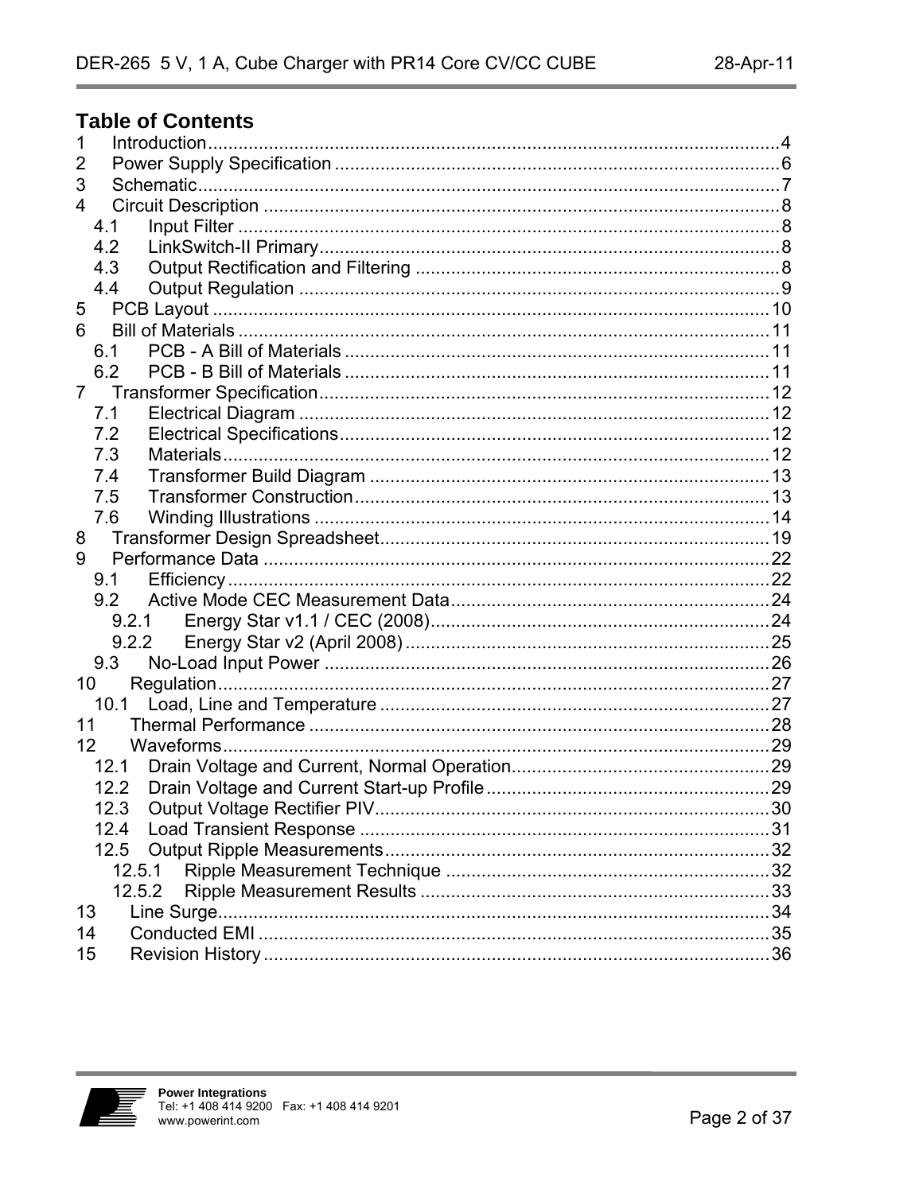## Table of Contents

1 Introduction ..... 4
2 Power Supply Specification ..... 6
3 Schematic ..... 7
4 Circuit Description ..... 8
  4.1 Input Filter ..... 8
  4.2 LinkSwitch-II Primary ..... 8
  4.3 Output Rectification and Filtering ..... 8
  4.4 Output Regulation ..... 9
5 PCB Layout ..... 10
6 Bill of Materials ..... 11
  6.1 PCB - A Bill of Materials ..... 11
  6.2 PCB - B Bill of Materials ..... 11
7 Transformer Specification ..... 12
  7.1 Electrical Diagram ..... 12
  7.2 Electrical Specifications ..... 12
  7.3 Materials ..... 12
  7.4 Transformer Build Diagram ..... 13
  7.5 Transformer Construction ..... 13
  7.6 Winding Illustrations ..... 14
8 Transformer Design Spreadsheet ..... 19
9 Performance Data ..... 22
  9.1 Efficiency ..... 22
  9.2 Active Mode CEC Measurement Data ..... 24
    9.2.1 Energy Star v1.1 / CEC (2008) ..... 24
    9.2.2 Energy Star v2 (April 2008) ..... 25
  9.3 No-Load Input Power ..... 26
10 Regulation ..... 27
  10.1 Load, Line and Temperature ..... 27
11 Thermal Performance ..... 28
12 Waveforms ..... 29
  12.1 Drain Voltage and Current, Normal Operation ..... 29
  12.2 Drain Voltage and Current Start-up Profile ..... 29
  12.3 Output Voltage Rectifier PIV ..... 30
  12.4 Load Transient Response ..... 31
  12.5 Output Ripple Measurements ..... 32
    12.5.1 Ripple Measurement Technique ..... 32
    12.5.2 Ripple Measurement Results ..... 33
13 Line Surge ..... 34
14 Conducted EMI ..... 35
15 Revision History ..... 36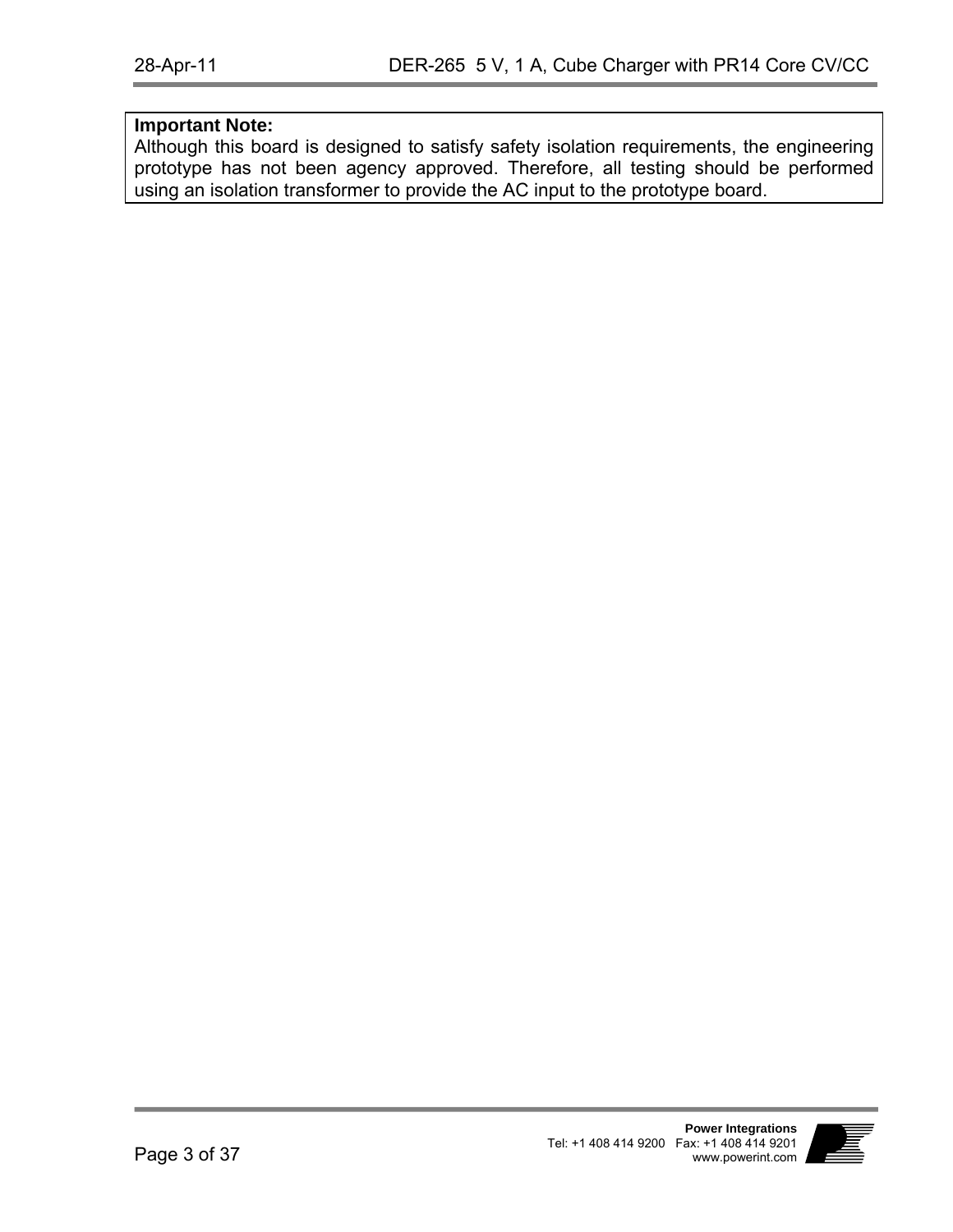**Important Note:**
Although this board is designed to satisfy safety isolation requirements, the engineering prototype has not been agency approved. Therefore, all testing should be performed using an isolation transformer to provide the AC input to the prototype board.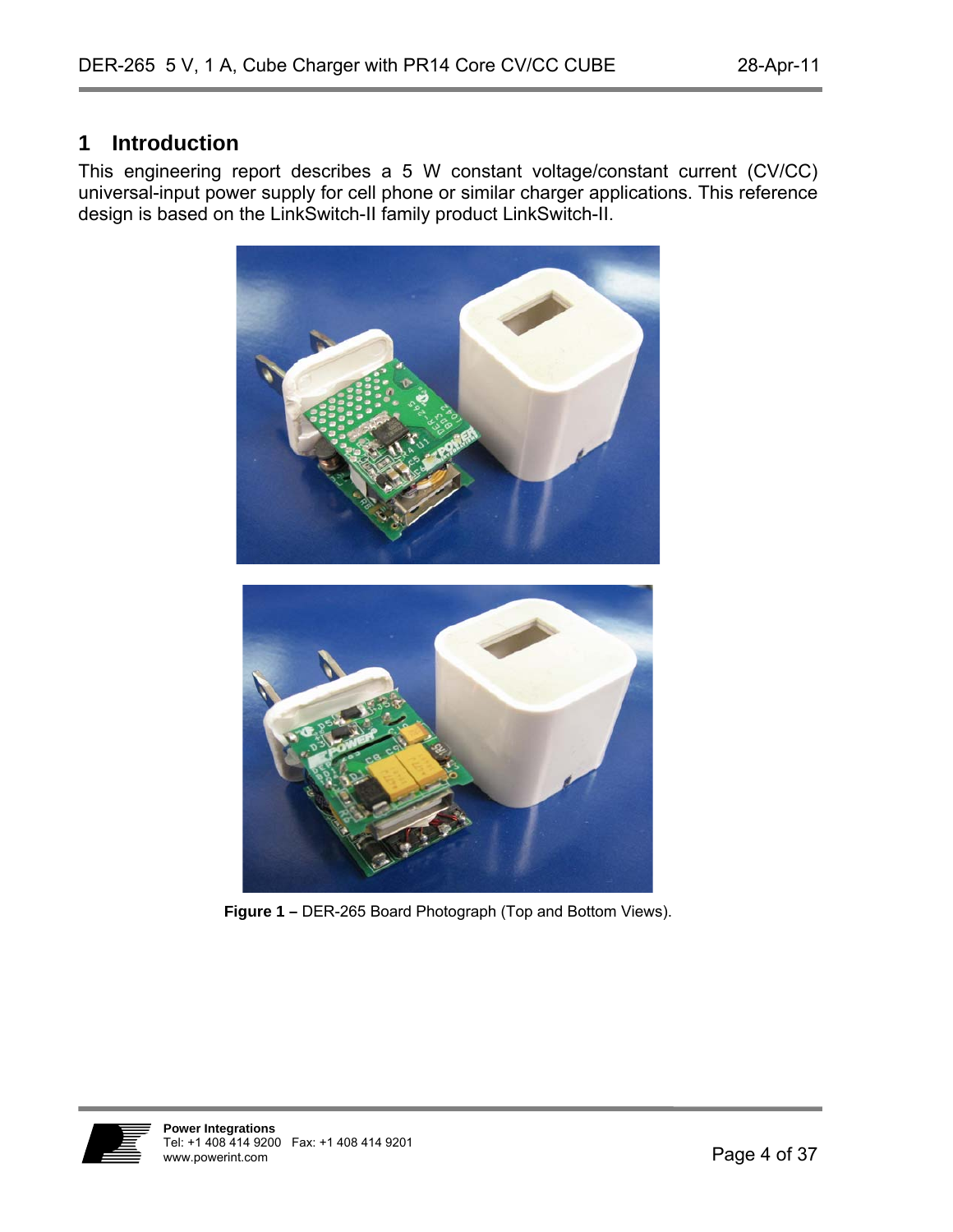# 1 Introduction

This engineering report describes a 5 W constant voltage/constant current (CV/CC) universal-input power supply for cell phone or similar charger applications. This reference design is based on the LinkSwitch-II family product LinkSwitch-II.

**Figure 1 –** DER-265 Board Photograph (Top and Bottom Views).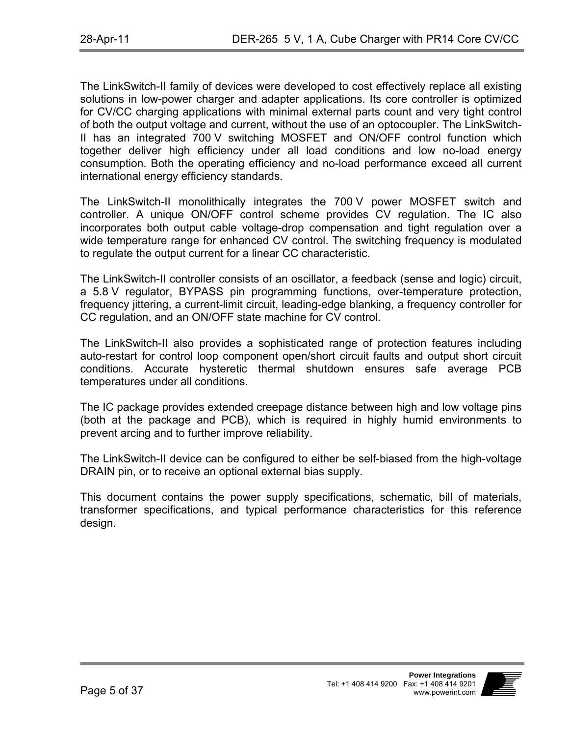The LinkSwitch-II family of devices were developed to cost effectively replace all existing solutions in low-power charger and adapter applications. Its core controller is optimized for CV/CC charging applications with minimal external parts count and very tight control of both the output voltage and current, without the use of an optocoupler. The LinkSwitch-II has an integrated 700 V switching MOSFET and ON/OFF control function which together deliver high efficiency under all load conditions and low no-load energy consumption. Both the operating efficiency and no-load performance exceed all current international energy efficiency standards.

The LinkSwitch-II monolithically integrates the 700 V power MOSFET switch and controller. A unique ON/OFF control scheme provides CV regulation. The IC also incorporates both output cable voltage-drop compensation and tight regulation over a wide temperature range for enhanced CV control. The switching frequency is modulated to regulate the output current for a linear CC characteristic.

The LinkSwitch-II controller consists of an oscillator, a feedback (sense and logic) circuit, a 5.8 V regulator, BYPASS pin programming functions, over-temperature protection, frequency jittering, a current-limit circuit, leading-edge blanking, a frequency controller for CC regulation, and an ON/OFF state machine for CV control.

The LinkSwitch-II also provides a sophisticated range of protection features including auto-restart for control loop component open/short circuit faults and output short circuit conditions. Accurate hysteretic thermal shutdown ensures safe average PCB temperatures under all conditions.

The IC package provides extended creepage distance between high and low voltage pins (both at the package and PCB), which is required in highly humid environments to prevent arcing and to further improve reliability.

The LinkSwitch-II device can be configured to either be self-biased from the high-voltage DRAIN pin, or to receive an optional external bias supply.

This document contains the power supply specifications, schematic, bill of materials, transformer specifications, and typical performance characteristics for this reference design.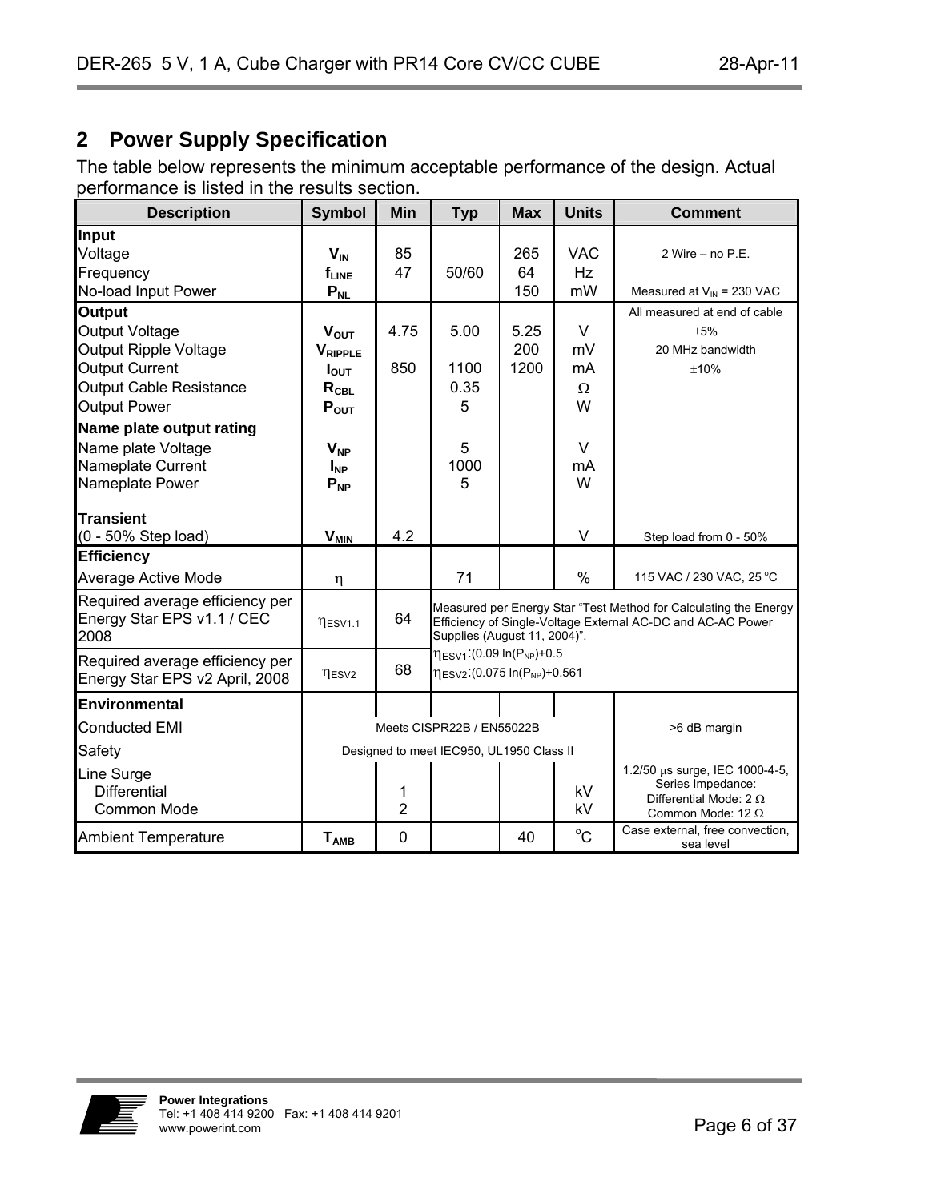## 2 Power Supply Specification

The table below represents the minimum acceptable performance of the design. Actual performance is listed in the results section.

| Description | Symbol | Min | Typ | Max | Units | Comment |
|---|---|---|---|---|---|---|
| **Input** | | | | | | |
| Voltage | $V_{IN}$ | 85 | | 265 | VAC | 2 Wire – no P.E. |
| Frequency | $f_{LINE}$ | 47 | 50/60 | 64 | Hz | |
| No-load Input Power | $P_{NL}$ | | | 150 | mW | Measured at $V_{IN}$ = 230 VAC |
| **Output** | | | | | | All measured at end of cable |
| Output Voltage | $V_{OUT}$ | 4.75 | 5.00 | 5.25 | V | ±5% |
| Output Ripple Voltage | $V_{RIPPLE}$ | | | 200 | mV | 20 MHz bandwidth |
| Output Current | $I_{OUT}$ | 850 | 1100 | 1200 | mA | ±10% |
| Output Cable Resistance | $R_{CBL}$ | | 0.35 | | Ω | |
| Output Power | $P_{OUT}$ | | 5 | | W | |
| **Name plate output rating** | | | | | | |
| Name plate Voltage | $V_{NP}$ | | 5 | | V | |
| Nameplate Current | $I_{NP}$ | | 1000 | | mA | |
| Nameplate Power | $P_{NP}$ | | 5 | | W | |
| **Transient** | | | | | | |
| (0 - 50% Step load) | $V_{MIN}$ | 4.2 | | | V | Step load from 0 - 50% |
| **Efficiency** | | | | | | |
| Average Active Mode | $\eta$ | | 71 | | % | 115 VAC / 230 VAC, 25 °C |
| Required average efficiency per Energy Star EPS v1.1 / CEC 2008 | $\eta_{ESV1.1}$ | 64 | Measured per Energy Star "Test Method for Calculating the Energy Efficiency of Single-Voltage External AC-DC and AC-AC Power Supplies (August 11, 2004)". | | | |
| Required average efficiency per Energy Star EPS v2 April, 2008 | $\eta_{ESV2}$ | 68 | $\eta_{ESV1}$:(0.09 ln($P_{NP}$)+0.5 $\eta_{ESV2}$:(0.075 ln($P_{NP}$)+0.561 | | | |
| **Environmental** | | | | | | |
| Conducted EMI | | Meets CISPR22B / EN55022B | | | | >6 dB margin |
| Safety | | Designed to meet IEC950, UL1950 Class II | | | | |
| Line Surge | | | | | | 1.2/50 µs surge, IEC 1000-4-5, Series Impedance: |
| Differential | | 1 | | | kV | Differential Mode: 2 Ω |
| Common Mode | | 2 | | | kV | Common Mode: 12 Ω |
| Ambient Temperature | $T_{AMB}$ | 0 | | 40 | °C | Case external, free convection, sea level |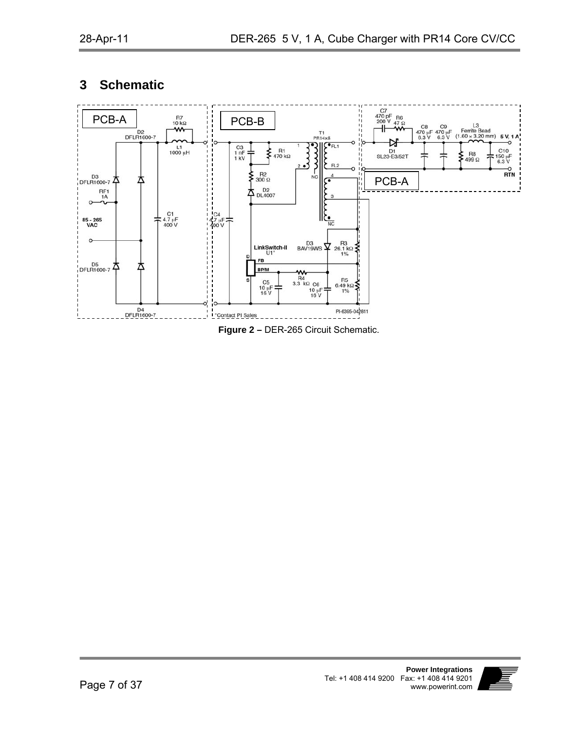## 3 Schematic

PCB-A

PCB-B

PCB-A

R7
10 kΩ

D2
DFLR1600-7

L1
1000 µH

D3
DFLR1600-7

RF1
1A

85 - 265
VAC

C1
4.7 µF
400 V

D5
DFLR1600-7

D4
DFLR1600-7

C4
4.7 µF
400 V

C3
1 nF
1 kV

R1
470 kΩ

R2
300 Ω

D2
DL4007

T1
PR14x8

FL1

FL2

NC

LinkSwitch-II
U1*

D

FB

BP/M

S

D3
BAV19WS

R3
26.1 kΩ
1%

R4
3.3 kΩ

C5
10 µF
16 V

C6
10 µF
16 V

R5
6.49 kΩ
1%

*Contact PI Sales

PI-6395-042811

C7
470 pF
200 V

R6
47 Ω

D1
SL23-E3/52T

C8
470 µF
6.3 V

C9
470 µF
6.3 V

L3
Ferrite Bead
(1.60 × 3.20 mm)

R8
499 Ω

C10
150 µF
6.3 V

5 V, 1 A

RTN

**Figure 2 –** DER-265 Circuit Schematic.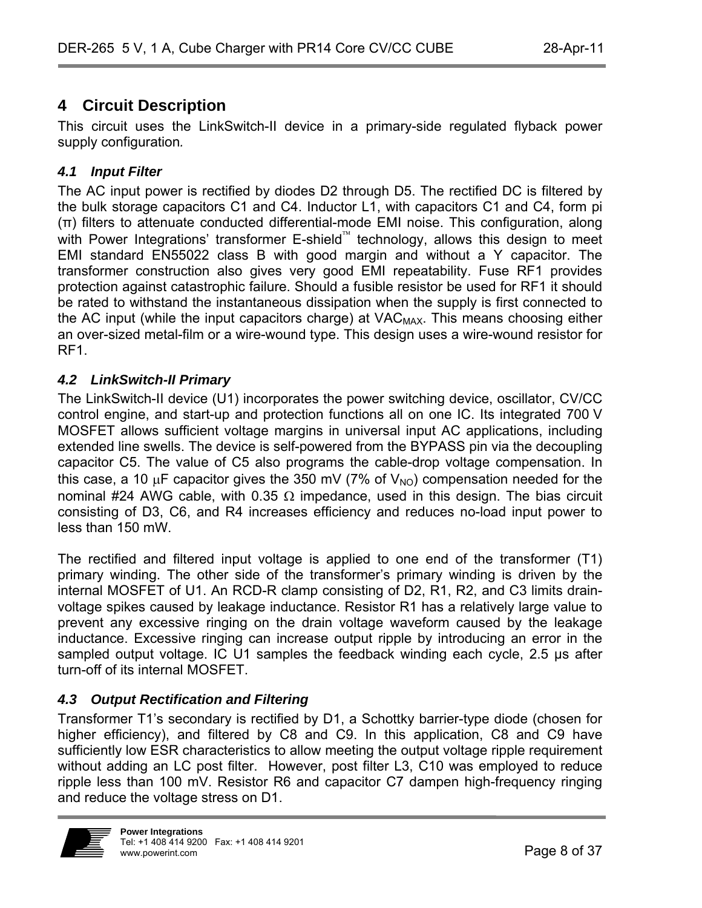## 4 Circuit Description

This circuit uses the LinkSwitch-II device in a primary-side regulated flyback power supply configuration.

### 4.1 Input Filter

The AC input power is rectified by diodes D2 through D5. The rectified DC is filtered by the bulk storage capacitors C1 and C4. Inductor L1, with capacitors C1 and C4, form pi (π) filters to attenuate conducted differential-mode EMI noise. This configuration, along with Power Integrations' transformer E-shield™ technology, allows this design to meet EMI standard EN55022 class B with good margin and without a Y capacitor. The transformer construction also gives very good EMI repeatability. Fuse RF1 provides protection against catastrophic failure. Should a fusible resistor be used for RF1 it should be rated to withstand the instantaneous dissipation when the supply is first connected to the AC input (while the input capacitors charge) at $VAC_{MAX}$. This means choosing either an over-sized metal-film or a wire-wound type. This design uses a wire-wound resistor for RF1.

### 4.2 LinkSwitch-II Primary

The LinkSwitch-II device (U1) incorporates the power switching device, oscillator, CV/CC control engine, and start-up and protection functions all on one IC. Its integrated 700 V MOSFET allows sufficient voltage margins in universal input AC applications, including extended line swells. The device is self-powered from the BYPASS pin via the decoupling capacitor C5. The value of C5 also programs the cable-drop voltage compensation. In this case, a 10 μF capacitor gives the 350 mV (7% of $V_{NO}$) compensation needed for the nominal #24 AWG cable, with 0.35 Ω impedance, used in this design. The bias circuit consisting of D3, C6, and R4 increases efficiency and reduces no-load input power to less than 150 mW.

The rectified and filtered input voltage is applied to one end of the transformer (T1) primary winding. The other side of the transformer's primary winding is driven by the internal MOSFET of U1. An RCD-R clamp consisting of D2, R1, R2, and C3 limits drain-voltage spikes caused by leakage inductance. Resistor R1 has a relatively large value to prevent any excessive ringing on the drain voltage waveform caused by the leakage inductance. Excessive ringing can increase output ripple by introducing an error in the sampled output voltage. IC U1 samples the feedback winding each cycle, 2.5 μs after turn-off of its internal MOSFET.

### 4.3 Output Rectification and Filtering

Transformer T1's secondary is rectified by D1, a Schottky barrier-type diode (chosen for higher efficiency), and filtered by C8 and C9. In this application, C8 and C9 have sufficiently low ESR characteristics to allow meeting the output voltage ripple requirement without adding an LC post filter. However, post filter L3, C10 was employed to reduce ripple less than 100 mV. Resistor R6 and capacitor C7 dampen high-frequency ringing and reduce the voltage stress on D1.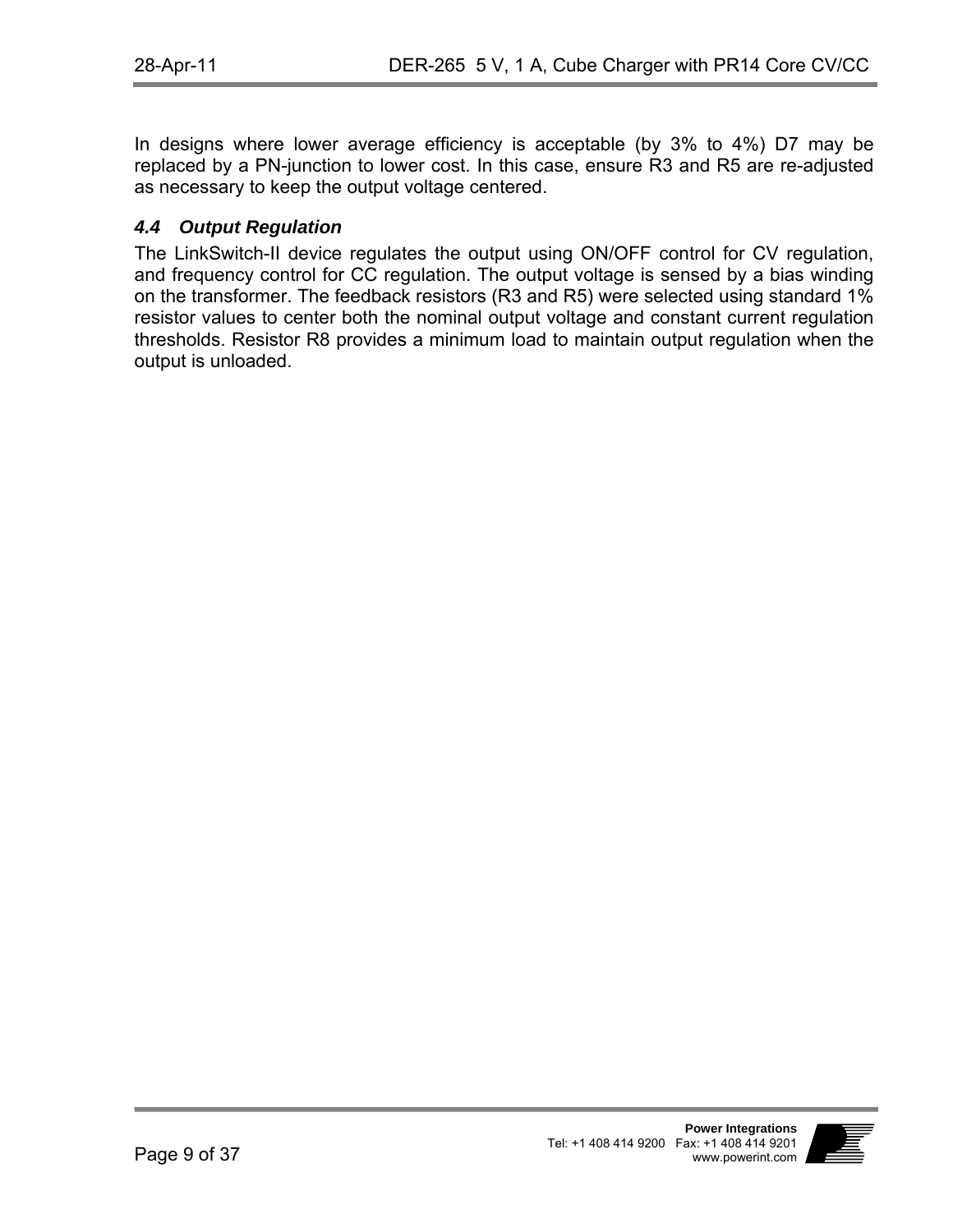In designs where lower average efficiency is acceptable (by 3% to 4%) D7 may be replaced by a PN-junction to lower cost. In this case, ensure R3 and R5 are re-adjusted as necessary to keep the output voltage centered.

### *4.4 Output Regulation*

The LinkSwitch-II device regulates the output using ON/OFF control for CV regulation, and frequency control for CC regulation. The output voltage is sensed by a bias winding on the transformer. The feedback resistors (R3 and R5) were selected using standard 1% resistor values to center both the nominal output voltage and constant current regulation thresholds. Resistor R8 provides a minimum load to maintain output regulation when the output is unloaded.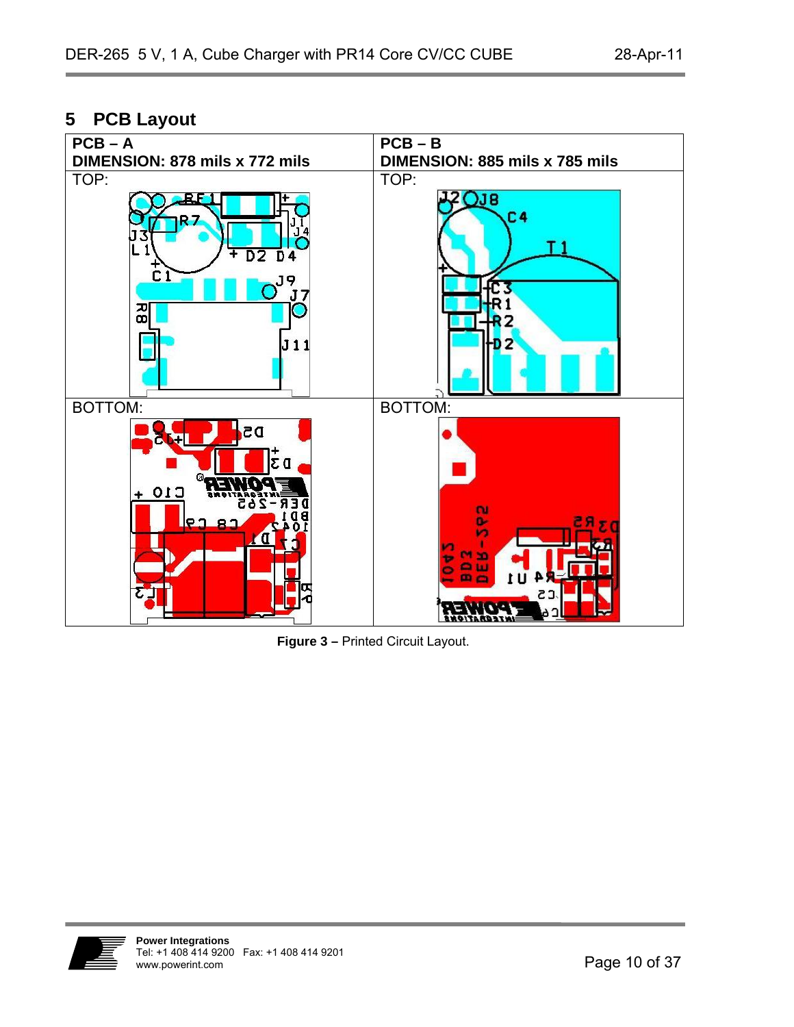## 5 PCB Layout

| PCB – A<br>DIMENSION: 878 mils x 772 mils | PCB – B<br>DIMENSION: 885 mils x 785 mils |
|---|---|
| TOP: | TOP: |
| BOTTOM: | BOTTOM: |

**Figure 3 –** Printed Circuit Layout.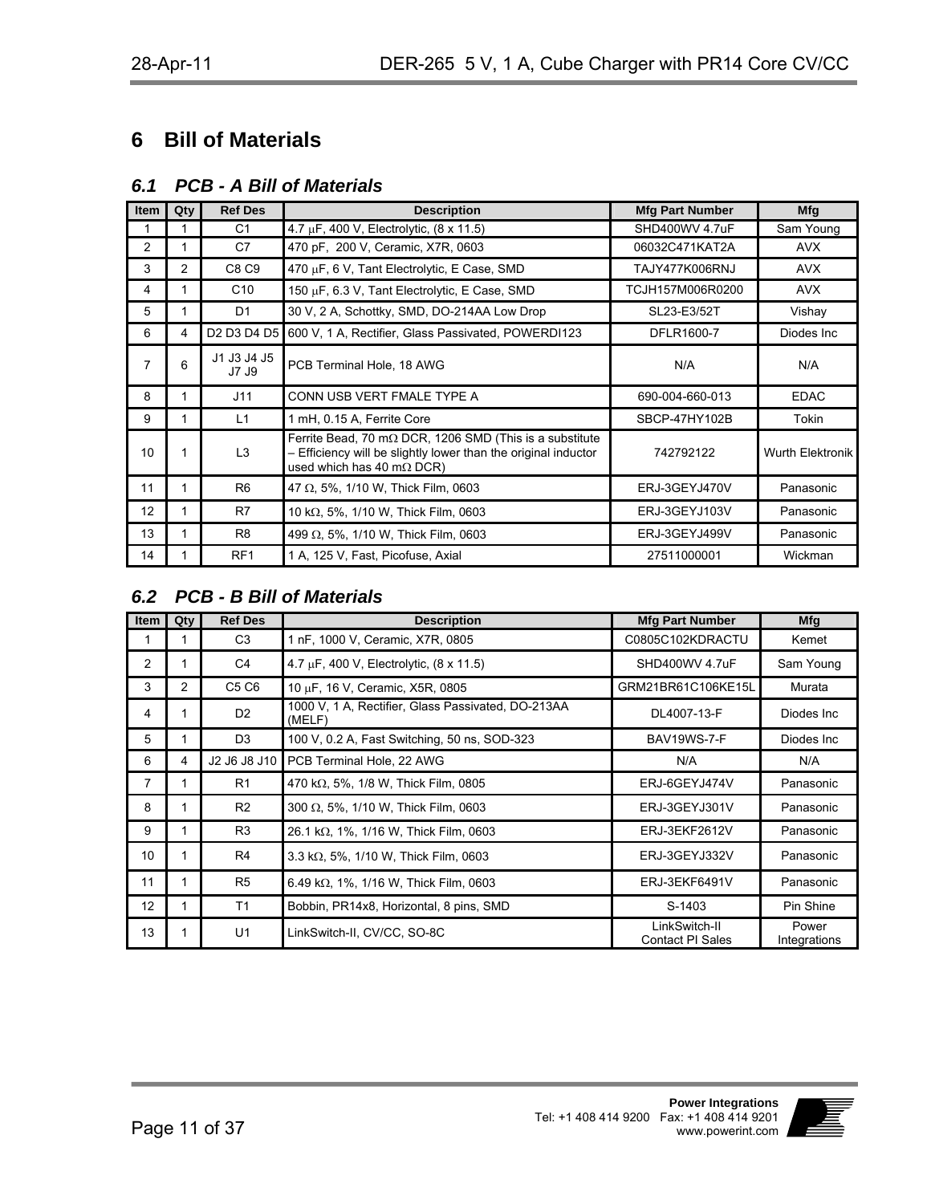# 6 Bill of Materials

## 6.1 PCB - A Bill of Materials

| Item | Qty | Ref Des | Description | Mfg Part Number | Mfg |
|---|---|---|---|---|---|
| 1 | 1 | C1 | 4.7 μF, 400 V, Electrolytic, (8 x 11.5) | SHD400WV 4.7uF | Sam Young |
| 2 | 1 | C7 | 470 pF, 200 V, Ceramic, X7R, 0603 | 06032C471KAT2A | AVX |
| 3 | 2 | C8 C9 | 470 μF, 6 V, Tant Electrolytic, E Case, SMD | TAJY477K006RNJ | AVX |
| 4 | 1 | C10 | 150 μF, 6.3 V, Tant Electrolytic, E Case, SMD | TCJH157M006R0200 | AVX |
| 5 | 1 | D1 | 30 V, 2 A, Schottky, SMD, DO-214AA Low Drop | SL23-E3/52T | Vishay |
| 6 | 4 | D2 D3 D4 D5 | 600 V, 1 A, Rectifier, Glass Passivated, POWERDI123 | DFLR1600-7 | Diodes Inc |
| 7 | 6 | J1 J3 J4 J5 J7 J9 | PCB Terminal Hole, 18 AWG | N/A | N/A |
| 8 | 1 | J11 | CONN USB VERT FMALE TYPE A | 690-004-660-013 | EDAC |
| 9 | 1 | L1 | 1 mH, 0.15 A, Ferrite Core | SBCP-47HY102B | Tokin |
| 10 | 1 | L3 | Ferrite Bead, 70 mΩ DCR, 1206 SMD (This is a substitute – Efficiency will be slightly lower than the original inductor used which has 40 mΩ DCR) | 742792122 | Wurth Elektronik |
| 11 | 1 | R6 | 47 Ω, 5%, 1/10 W, Thick Film, 0603 | ERJ-3GEYJ470V | Panasonic |
| 12 | 1 | R7 | 10 kΩ, 5%, 1/10 W, Thick Film, 0603 | ERJ-3GEYJ103V | Panasonic |
| 13 | 1 | R8 | 499 Ω, 5%, 1/10 W, Thick Film, 0603 | ERJ-3GEYJ499V | Panasonic |
| 14 | 1 | RF1 | 1 A, 125 V, Fast, Picofuse, Axial | 27511000001 | Wickman |

## 6.2 PCB - B Bill of Materials

| Item | Qty | Ref Des | Description | Mfg Part Number | Mfg |
|---|---|---|---|---|---|
| 1 | 1 | C3 | 1 nF, 1000 V, Ceramic, X7R, 0805 | C0805C102KDRACTU | Kemet |
| 2 | 1 | C4 | 4.7 μF, 400 V, Electrolytic, (8 x 11.5) | SHD400WV 4.7uF | Sam Young |
| 3 | 2 | C5 C6 | 10 μF, 16 V, Ceramic, X5R, 0805 | GRM21BR61C106KE15L | Murata |
| 4 | 1 | D2 | 1000 V, 1 A, Rectifier, Glass Passivated, DO-213AA (MELF) | DL4007-13-F | Diodes Inc |
| 5 | 1 | D3 | 100 V, 0.2 A, Fast Switching, 50 ns, SOD-323 | BAV19WS-7-F | Diodes Inc |
| 6 | 4 | J2 J6 J8 J10 | PCB Terminal Hole, 22 AWG | N/A | N/A |
| 7 | 1 | R1 | 470 kΩ, 5%, 1/8 W, Thick Film, 0805 | ERJ-6GEYJ474V | Panasonic |
| 8 | 1 | R2 | 300 Ω, 5%, 1/10 W, Thick Film, 0603 | ERJ-3GEYJ301V | Panasonic |
| 9 | 1 | R3 | 26.1 kΩ, 1%, 1/16 W, Thick Film, 0603 | ERJ-3EKF2612V | Panasonic |
| 10 | 1 | R4 | 3.3 kΩ, 5%, 1/10 W, Thick Film, 0603 | ERJ-3GEYJ332V | Panasonic |
| 11 | 1 | R5 | 6.49 kΩ, 1%, 1/16 W, Thick Film, 0603 | ERJ-3EKF6491V | Panasonic |
| 12 | 1 | T1 | Bobbin, PR14x8, Horizontal, 8 pins, SMD | S-1403 | Pin Shine |
| 13 | 1 | U1 | LinkSwitch-II, CV/CC, SO-8C | LinkSwitch-II Contact PI Sales | Power Integrations |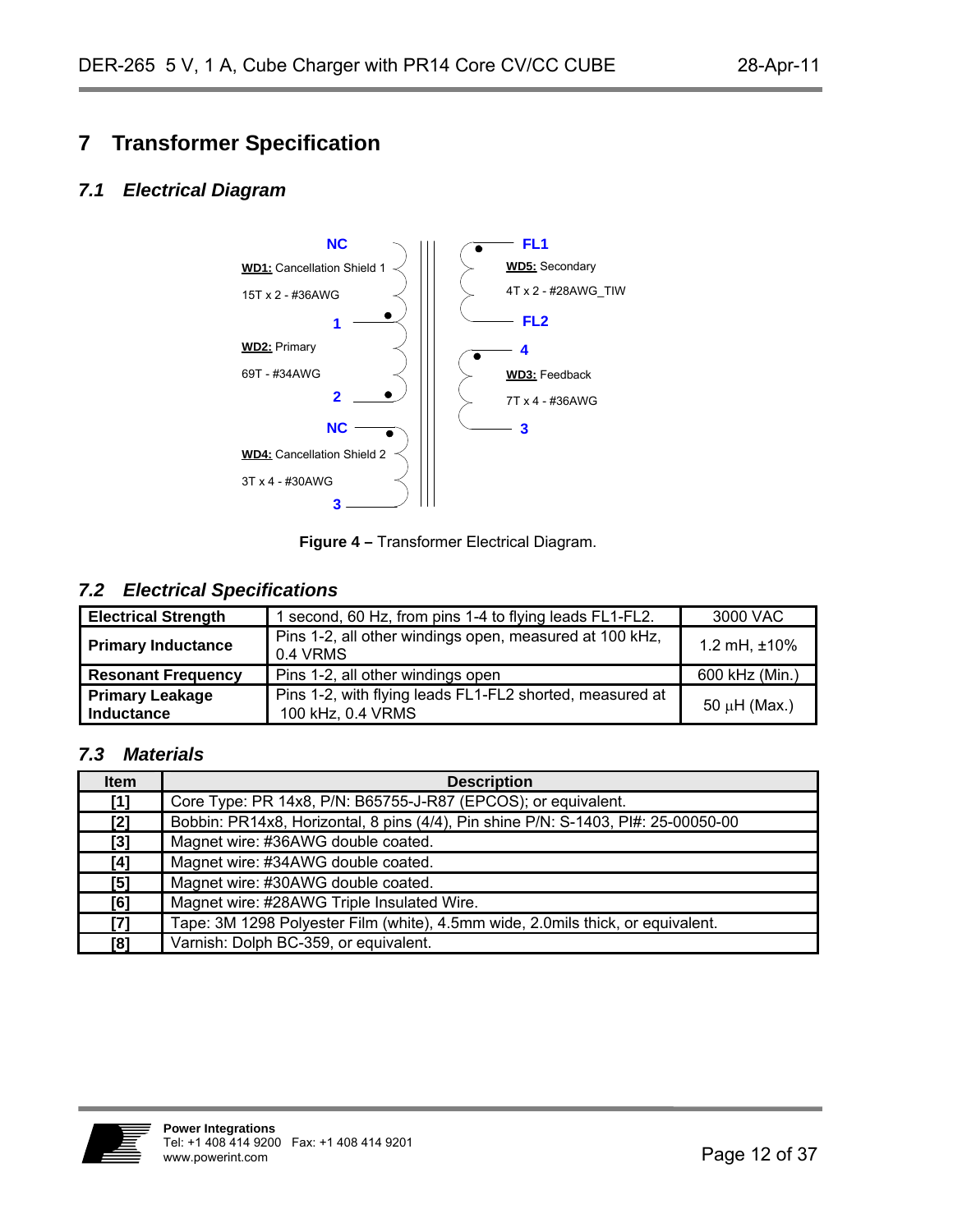## 7 Transformer Specification

### 7.1 *Electrical Diagram*

NC

**WD1:** Cancellation Shield 1

15T x 2 - #36AWG

1

**WD2:** Primary

69T - #34AWG

2

NC

**WD4:** Cancellation Shield 2

3T x 4 - #30AWG

3

FL1

**WD5:** Secondary

4T x 2 - #28AWG_TIW

FL2

4

**WD3:** Feedback

7T x 4 - #36AWG

3

**Figure 4 –** Transformer Electrical Diagram.

### 7.2 *Electrical Specifications*

| | | |
|---|---|---|
| **Electrical Strength** | 1 second, 60 Hz, from pins 1-4 to flying leads FL1-FL2. | 3000 VAC |
| **Primary Inductance** | Pins 1-2, all other windings open, measured at 100 kHz, 0.4 VRMS | 1.2 mH, ±10% |
| **Resonant Frequency** | Pins 1-2, all other windings open | 600 kHz (Min.) |
| **Primary Leakage Inductance** | Pins 1-2, with flying leads FL1-FL2 shorted, measured at 100 kHz, 0.4 VRMS | 50 μH (Max.) |

### 7.3 *Materials*

| Item | Description |
|---|---|
| [1] | Core Type: PR 14x8, P/N: B65755-J-R87 (EPCOS); or equivalent. |
| [2] | Bobbin: PR14x8, Horizontal, 8 pins (4/4), Pin shine P/N: S-1403, PI#: 25-00050-00 |
| [3] | Magnet wire: #36AWG double coated. |
| [4] | Magnet wire: #34AWG double coated. |
| [5] | Magnet wire: #30AWG double coated. |
| [6] | Magnet wire: #28AWG Triple Insulated Wire. |
| [7] | Tape: 3M 1298 Polyester Film (white), 4.5mm wide, 2.0mils thick, or equivalent. |
| [8] | Varnish: Dolph BC-359, or equivalent. |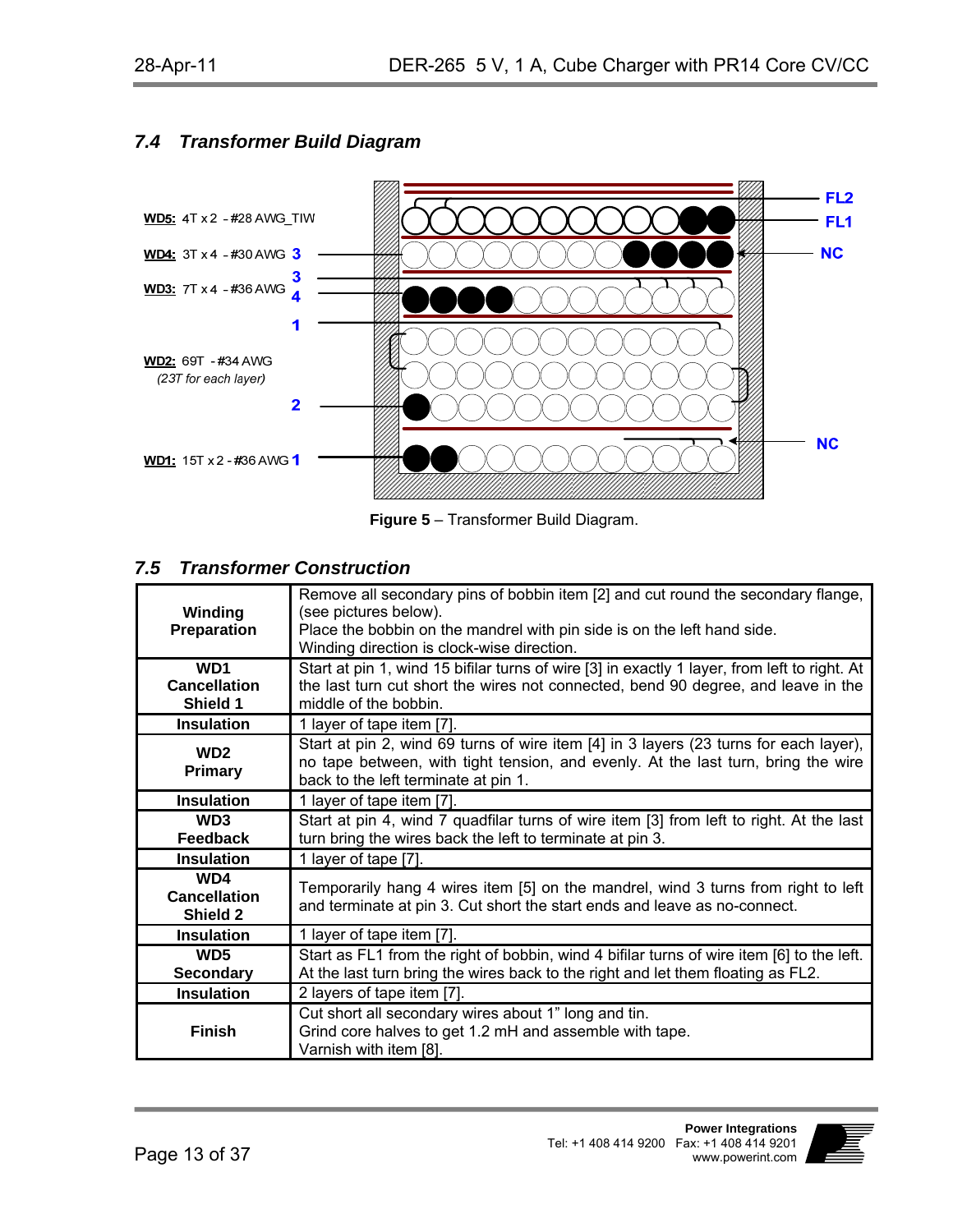### 7.4 Transformer Build Diagram

WD5: 4T x 2 - #28 AWG_TIW

WD4: 3T x 4 - #30 AWG 3

WD3: 7T x 4 - #36 AWG 3 4

1

WD2: 69T - #34 AWG
(23T for each layer)

2

WD1: 15T x 2 - #36 AWG 1

FL2

FL1

NC

NC

**Figure 5** – Transformer Build Diagram.

### 7.5 Transformer Construction

| | |
|---|---|
| **Winding Preparation** | Remove all secondary pins of bobbin item [2] and cut round the secondary flange, (see pictures below).<br>Place the bobbin on the mandrel with pin side is on the left hand side.<br>Winding direction is clock-wise direction. |
| **WD1 Cancellation Shield 1** | Start at pin 1, wind 15 bifilar turns of wire [3] in exactly 1 layer, from left to right. At the last turn cut short the wires not connected, bend 90 degree, and leave in the middle of the bobbin. |
| **Insulation** | 1 layer of tape item [7]. |
| **WD2 Primary** | Start at pin 2, wind 69 turns of wire item [4] in 3 layers (23 turns for each layer), no tape between, with tight tension, and evenly. At the last turn, bring the wire back to the left terminate at pin 1. |
| **Insulation** | 1 layer of tape item [7]. |
| **WD3 Feedback** | Start at pin 4, wind 7 quadfilar turns of wire item [3] from left to right. At the last turn bring the wires back the left to terminate at pin 3. |
| **Insulation** | 1 layer of tape [7]. |
| **WD4 Cancellation Shield 2** | Temporarily hang 4 wires item [5] on the mandrel, wind 3 turns from right to left and terminate at pin 3. Cut short the start ends and leave as no-connect. |
| **Insulation** | 1 layer of tape item [7]. |
| **WD5 Secondary** | Start as FL1 from the right of bobbin, wind 4 bifilar turns of wire item [6] to the left. At the last turn bring the wires back to the right and let them floating as FL2. |
| **Insulation** | 2 layers of tape item [7]. |
| **Finish** | Cut short all secondary wires about 1" long and tin.<br>Grind core halves to get 1.2 mH and assemble with tape.<br>Varnish with item [8]. |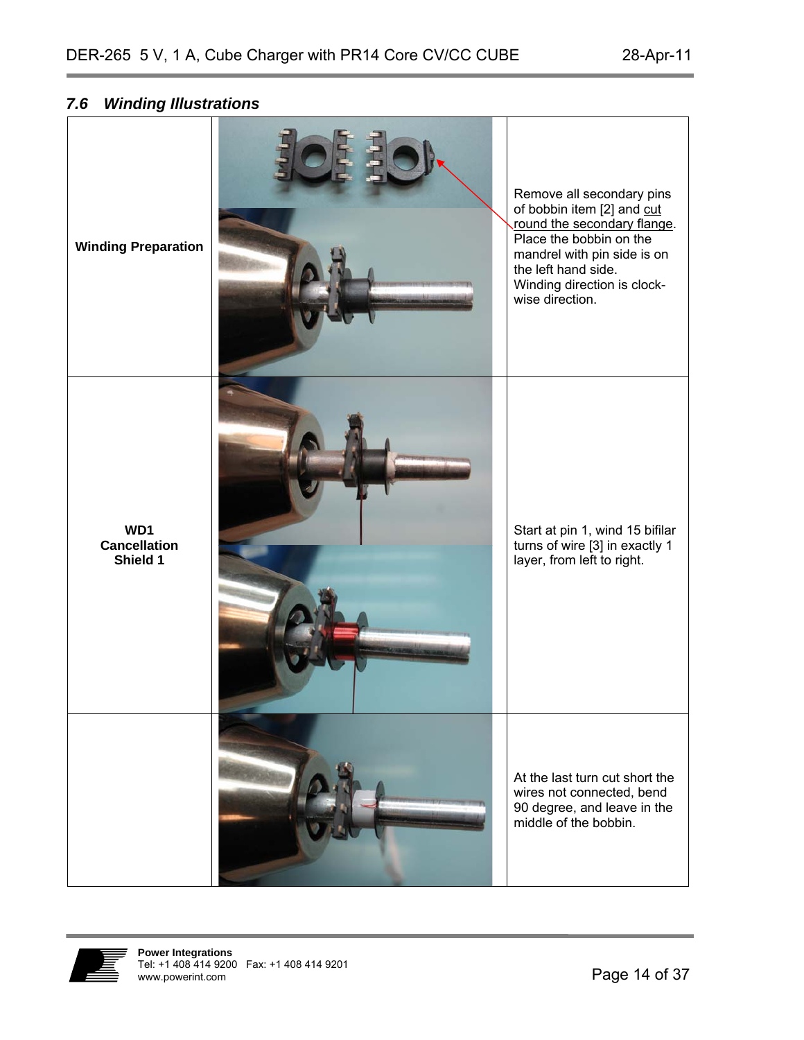### 7.6 Winding Illustrations

| | | |
|---|---|---|
| **Winding Preparation** | | Remove all secondary pins of bobbin item [2] and cut round the secondary flange. Place the bobbin on the mandrel with pin side is on the left hand side. Winding direction is clock-wise direction. |
| **WD1 Cancellation Shield 1** | | Start at pin 1, wind 15 bifilar turns of wire [3] in exactly 1 layer, from left to right. |
| | | At the last turn cut short the wires not connected, bend 90 degree, and leave in the middle of the bobbin. |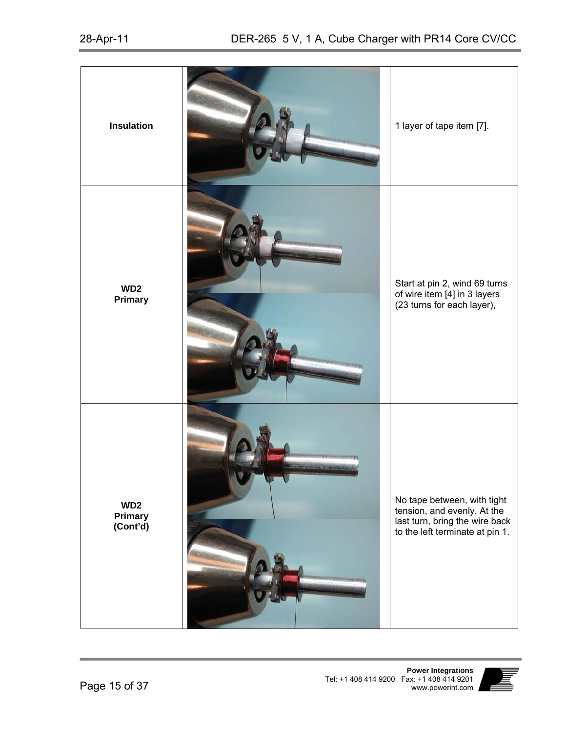| | | |
|---|---|---|
| **Insulation** | | 1 layer of tape item [7]. |
| **WD2 Primary** | | Start at pin 2, wind 69 turns of wire item [4] in 3 layers (23 turns for each layer), |
| **WD2 Primary (Cont'd)** | | No tape between, with tight tension, and evenly. At the last turn, bring the wire back to the left terminate at pin 1. |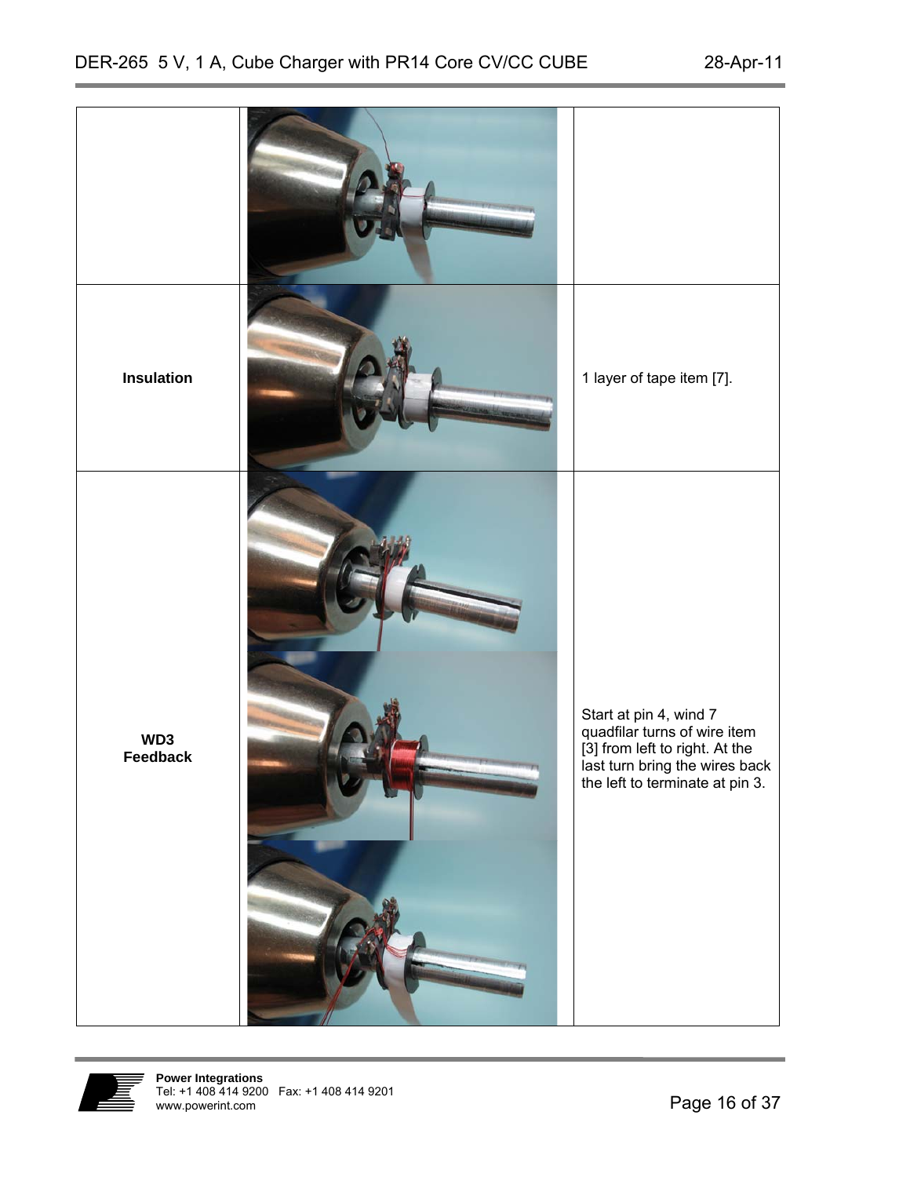| | | |
|---|---|---|
| | | |
| **Insulation** | | 1 layer of tape item [7]. |
| **WD3 Feedback** | | Start at pin 4, wind 7 quadfilar turns of wire item [3] from left to right. At the last turn bring the wires back the left to terminate at pin 3. |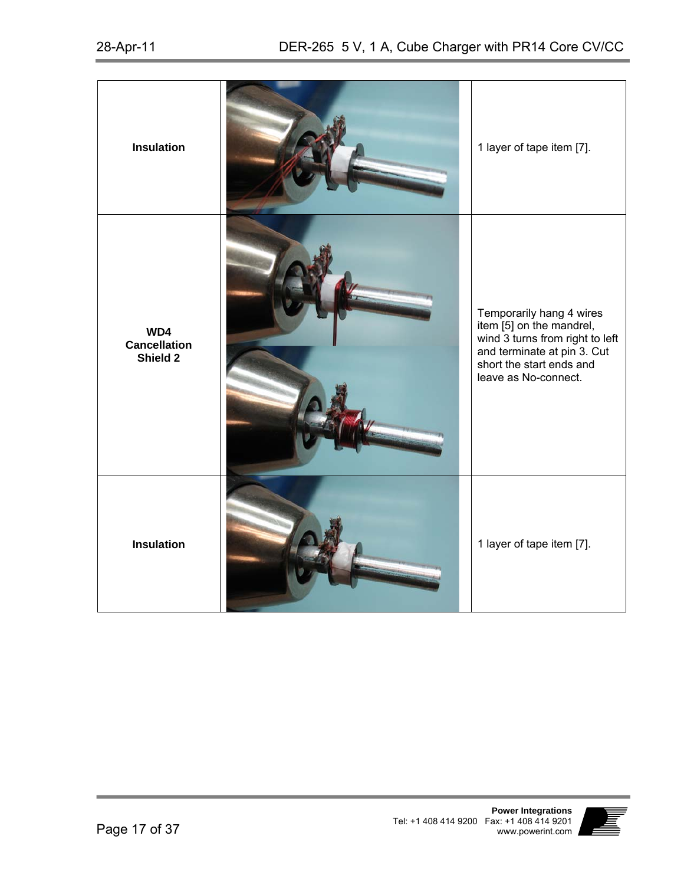| | | |
|---|---|---|
| **Insulation** | | 1 layer of tape item [7]. |
| **WD4 Cancellation Shield 2** | | Temporarily hang 4 wires item [5] on the mandrel, wind 3 turns from right to left and terminate at pin 3. Cut short the start ends and leave as No-connect. |
| **Insulation** | | 1 layer of tape item [7]. |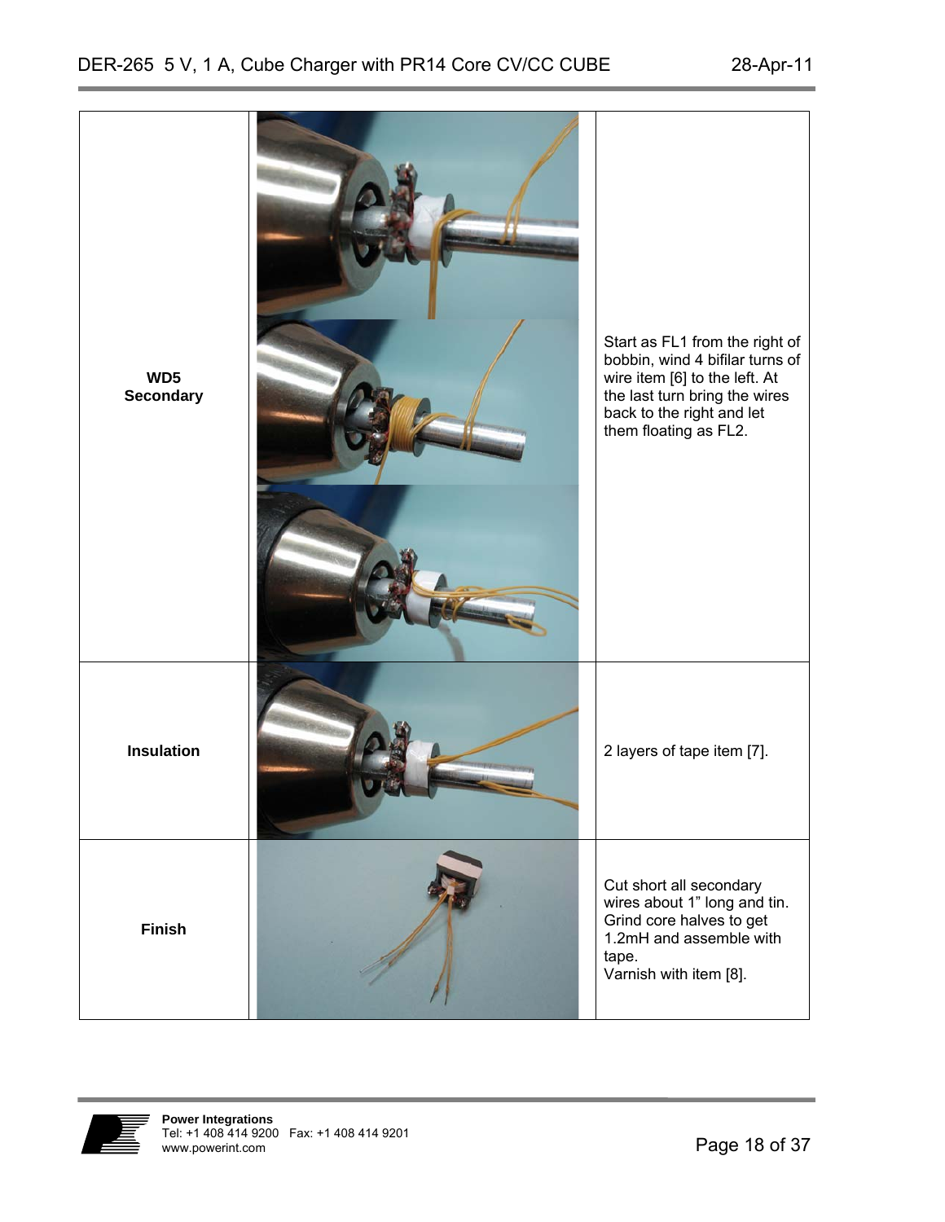| | | |
|---|---|---|
| **WD5 Secondary** | | Start as FL1 from the right of bobbin, wind 4 bifilar turns of wire item [6] to the left. At the last turn bring the wires back to the right and let them floating as FL2. |
| **Insulation** | | 2 layers of tape item [7]. |
| **Finish** | | Cut short all secondary wires about 1" long and tin. Grind core halves to get 1.2mH and assemble with tape. Varnish with item [8]. |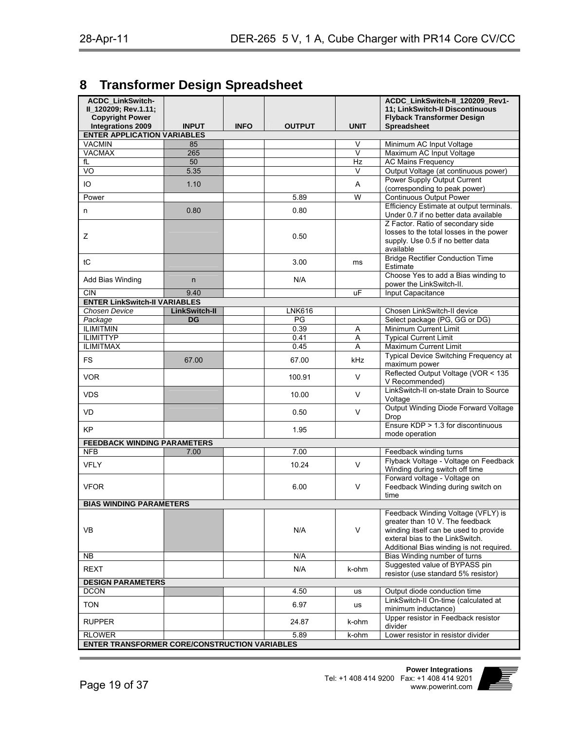## 8 Transformer Design Spreadsheet

| ACDC_LinkSwitch-II_120209; Rev.1.11; Copyright Power Integrations 2009 | INPUT | INFO | OUTPUT | UNIT | ACDC_LinkSwitch-II_120209_Rev1-11; LinkSwitch-II Discontinuous Flyback Transformer Design Spreadsheet |
|---|---|---|---|---|---|
| **ENTER APPLICATION VARIABLES** | | | | | |
| VACMIN | 85 | | | V | Minimum AC Input Voltage |
| VACMAX | 265 | | | V | Maximum AC Input Voltage |
| fL | 50 | | | Hz | AC Mains Frequency |
| VO | 5.35 | | | V | Output Voltage (at continuous power) |
| IO | 1.10 | | | A | Power Supply Output Current (corresponding to peak power) |
| Power | | | 5.89 | W | Continuous Output Power |
| n | 0.80 | | 0.80 | | Efficiency Estimate at output terminals. Under 0.7 if no better data available |
| Z | | | 0.50 | | Z Factor. Ratio of secondary side losses to the total losses in the power supply. Use 0.5 if no better data available |
| tC | | | 3.00 | ms | Bridge Rectifier Conduction Time Estimate |
| Add Bias Winding | n | | N/A | | Choose Yes to add a Bias winding to power the LinkSwitch-II. |
| CIN | 9.40 | | | uF | Input Capacitance |
| **ENTER LinkSwitch-II VARIABLES** | | | | | |
| *Chosen Device* | **LinkSwitch-II** | | LNK616 | | Chosen LinkSwitch-II device |
| *Package* | **DG** | | PG | | Select package (PG, GG or DG) |
| ILIMITMIN | | | 0.39 | A | Minimum Current Limit |
| ILIMITTYP | | | 0.41 | A | Typical Current Limit |
| ILIMITMAX | | | 0.45 | A | Maximum Current Limit |
| FS | 67.00 | | 67.00 | kHz | Typical Device Switching Frequency at maximum power |
| VOR | | | 100.91 | V | Reflected Output Voltage (VOR < 135 V Recommended) |
| VDS | | | 10.00 | V | LinkSwitch-II on-state Drain to Source Voltage |
| VD | | | 0.50 | V | Output Winding Diode Forward Voltage Drop |
| KP | | | 1.95 | | Ensure KDP > 1.3 for discontinuous mode operation |
| **FEEDBACK WINDING PARAMETERS** | | | | | |
| NFB | 7.00 | | 7.00 | | Feedback winding turns |
| VFLY | | | 10.24 | V | Flyback Voltage - Voltage on Feedback Winding during switch off time |
| VFOR | | | 6.00 | V | Forward voltage - Voltage on Feedback Winding during switch on time |
| **BIAS WINDING PARAMETERS** | | | | | |
| VB | | | N/A | V | Feedback Winding Voltage (VFLY) is greater than 10 V. The feedback winding itself can be used to provide exteral bias to the LinkSwitch. Additional Bias winding is not required. |
| NB | | | N/A | | Bias Winding number of turns |
| REXT | | | N/A | k-ohm | Suggested value of BYPASS pin resistor (use standard 5% resistor) |
| **DESIGN PARAMETERS** | | | | | |
| DCON | | | 4.50 | us | Output diode conduction time |
| TON | | | 6.97 | us | LinkSwitch-II On-time (calculated at minimum inductance) |
| RUPPER | | | 24.87 | k-ohm | Upper resistor in Feedback resistor divider |
| RLOWER | | | 5.89 | k-ohm | Lower resistor in resistor divider |
| **ENTER TRANSFORMER CORE/CONSTRUCTION VARIABLES** | | | | | |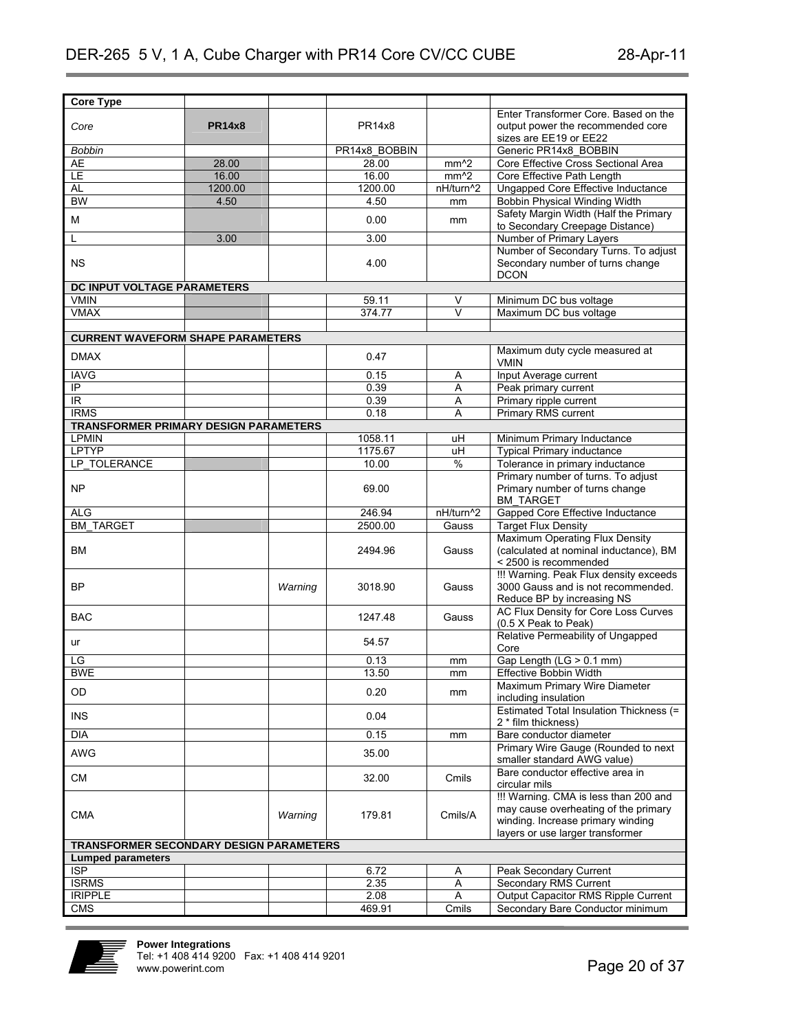| | | | | | |
|---|---|---|---|---|---|
| **Core Type** | | | | | |
| *Core* | **PR14x8** | | PR14x8 | | Enter Transformer Core. Based on the output power the recommended core sizes are EE19 or EE22 |
| *Bobbin* | | | PR14x8_BOBBIN | | Generic PR14x8_BOBBIN |
| AE | 28.00 | | 28.00 | mm^2 | Core Effective Cross Sectional Area |
| LE | 16.00 | | 16.00 | mm^2 | Core Effective Path Length |
| AL | 1200.00 | | 1200.00 | nH/turn^2 | Ungapped Core Effective Inductance |
| BW | 4.50 | | 4.50 | mm | Bobbin Physical Winding Width |
| M | | | 0.00 | mm | Safety Margin Width (Half the Primary to Secondary Creepage Distance) |
| L | 3.00 | | 3.00 | | Number of Primary Layers |
| NS | | | 4.00 | | Number of Secondary Turns. To adjust Secondary number of turns change DCON |
| **DC INPUT VOLTAGE PARAMETERS** | | | | | |
| VMIN | | | 59.11 | V | Minimum DC bus voltage |
| VMAX | | | 374.77 | V | Maximum DC bus voltage |
| | | | | | |
| **CURRENT WAVEFORM SHAPE PARAMETERS** | | | | | |
| DMAX | | | 0.47 | | Maximum duty cycle measured at VMIN |
| IAVG | | | 0.15 | A | Input Average current |
| IP | | | 0.39 | A | Peak primary current |
| IR | | | 0.39 | A | Primary ripple current |
| IRMS | | | 0.18 | A | Primary RMS current |
| **TRANSFORMER PRIMARY DESIGN PARAMETERS** | | | | | |
| LPMIN | | | 1058.11 | uH | Minimum Primary Inductance |
| LPTYP | | | 1175.67 | uH | Typical Primary inductance |
| LP_TOLERANCE | | | 10.00 | % | Tolerance in primary inductance |
| NP | | | 69.00 | | Primary number of turns. To adjust Primary number of turns change BM_TARGET |
| ALG | | | 246.94 | nH/turn^2 | Gapped Core Effective Inductance |
| BM_TARGET | | | 2500.00 | Gauss | Target Flux Density |
| BM | | | 2494.96 | Gauss | Maximum Operating Flux Density (calculated at nominal inductance), BM < 2500 is recommended |
| BP | | *Warning* | 3018.90 | Gauss | !!! Warning. Peak Flux density exceeds 3000 Gauss and is not recommended. Reduce BP by increasing NS |
| BAC | | | 1247.48 | Gauss | AC Flux Density for Core Loss Curves (0.5 X Peak to Peak) |
| ur | | | 54.57 | | Relative Permeability of Ungapped Core |
| LG | | | 0.13 | mm | Gap Length (LG > 0.1 mm) |
| BWE | | | 13.50 | mm | Effective Bobbin Width |
| OD | | | 0.20 | mm | Maximum Primary Wire Diameter including insulation |
| INS | | | 0.04 | | Estimated Total Insulation Thickness (= 2 * film thickness) |
| DIA | | | 0.15 | mm | Bare conductor diameter |
| AWG | | | 35.00 | | Primary Wire Gauge (Rounded to next smaller standard AWG value) |
| CM | | | 32.00 | Cmils | Bare conductor effective area in circular mils |
| CMA | | *Warning* | 179.81 | Cmils/A | !!! Warning. CMA is less than 200 and may cause overheating of the primary winding. Increase primary winding layers or use larger transformer |
| **TRANSFORMER SECONDARY DESIGN PARAMETERS** | | | | | |
| **Lumped parameters** | | | | | |
| ISP | | | 6.72 | A | Peak Secondary Current |
| ISRMS | | | 2.35 | A | Secondary RMS Current |
| IRIPPLE | | | 2.08 | A | Output Capacitor RMS Ripple Current |
| CMS | | | 469.91 | Cmils | Secondary Bare Conductor minimum |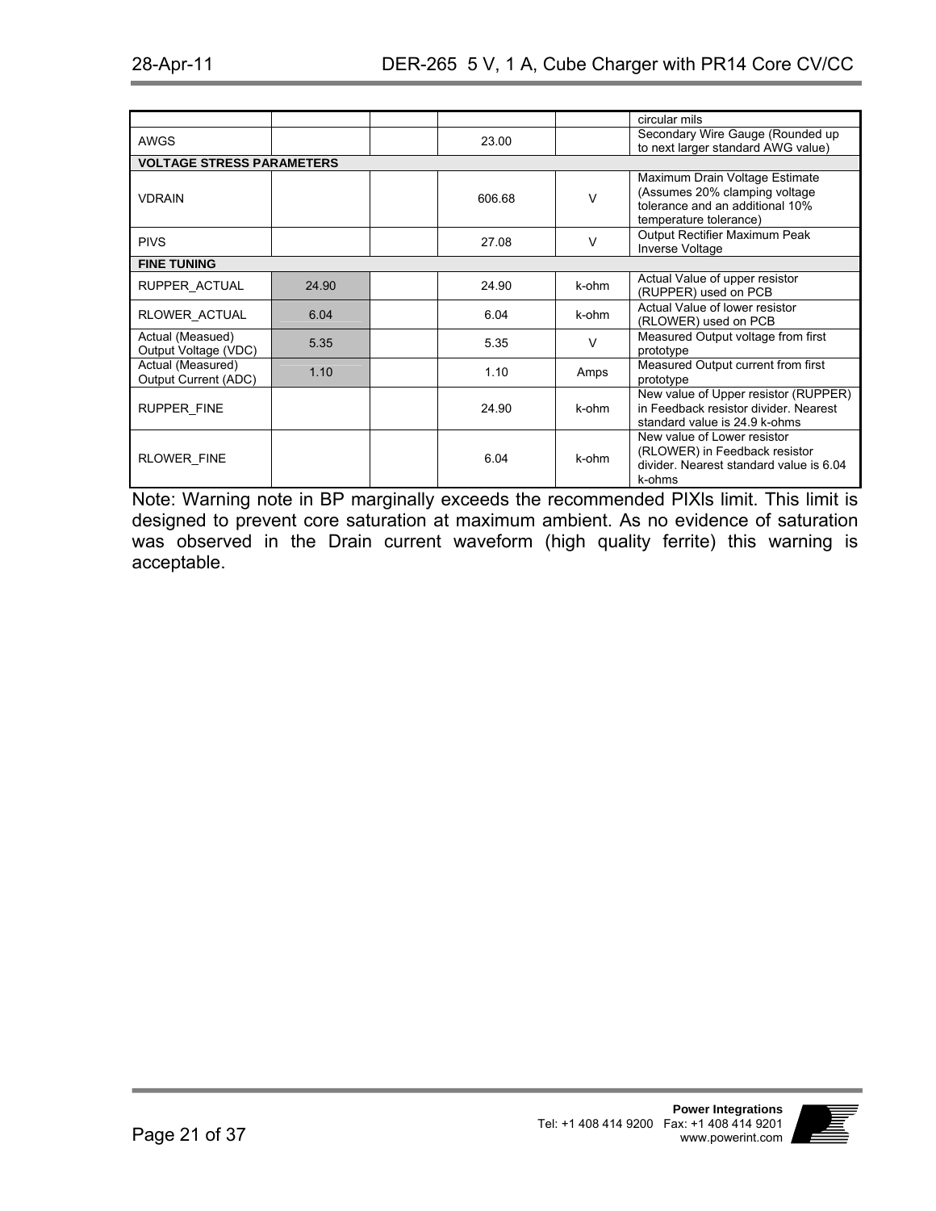| | | | | | |
|---|---|---|---|---|---|
| | | | | | circular mils |
| AWGS | | | 23.00 | | Secondary Wire Gauge (Rounded up to next larger standard AWG value) |
| **VOLTAGE STRESS PARAMETERS** | | | | | |
| VDRAIN | | | 606.68 | V | Maximum Drain Voltage Estimate (Assumes 20% clamping voltage tolerance and an additional 10% temperature tolerance) |
| PIVS | | | 27.08 | V | Output Rectifier Maximum Peak Inverse Voltage |
| **FINE TUNING** | | | | | |
| RUPPER_ACTUAL | 24.90 | | 24.90 | k-ohm | Actual Value of upper resistor (RUPPER) used on PCB |
| RLOWER_ACTUAL | 6.04 | | 6.04 | k-ohm | Actual Value of lower resistor (RLOWER) used on PCB |
| Actual (Measued) Output Voltage (VDC) | 5.35 | | 5.35 | V | Measured Output voltage from first prototype |
| Actual (Measured) Output Current (ADC) | 1.10 | | 1.10 | Amps | Measured Output current from first prototype |
| RUPPER_FINE | | | 24.90 | k-ohm | New value of Upper resistor (RUPPER) in Feedback resistor divider. Nearest standard value is 24.9 k-ohms |
| RLOWER_FINE | | | 6.04 | k-ohm | New value of Lower resistor (RLOWER) in Feedback resistor divider. Nearest standard value is 6.04 k-ohms |

Note: Warning note in BP marginally exceeds the recommended PIXls limit. This limit is designed to prevent core saturation at maximum ambient. As no evidence of saturation was observed in the Drain current waveform (high quality ferrite) this warning is acceptable.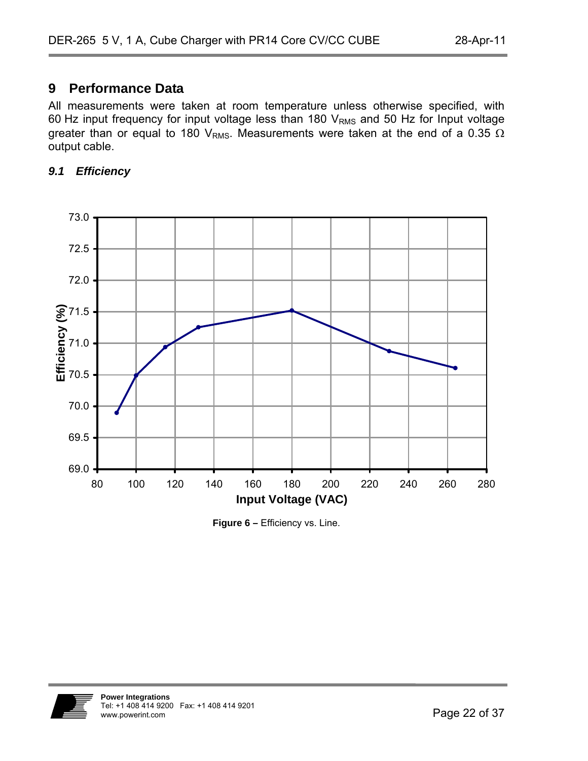# 9 Performance Data

All measurements were taken at room temperature unless otherwise specified, with 60 Hz input frequency for input voltage less than 180 $V_{RMS}$ and 50 Hz for Input voltage greater than or equal to 180 $V_{RMS}$. Measurements were taken at the end of a 0.35 Ω output cable.

## *9.1 Efficiency*

Efficiency (%)

73.0
72.5
72.0
71.5
71.0
70.5
70.0
69.5
69.0

80 100 120 140 160 180 200 220 240 260 280

Input Voltage (VAC)

**Figure 6 –** Efficiency vs. Line.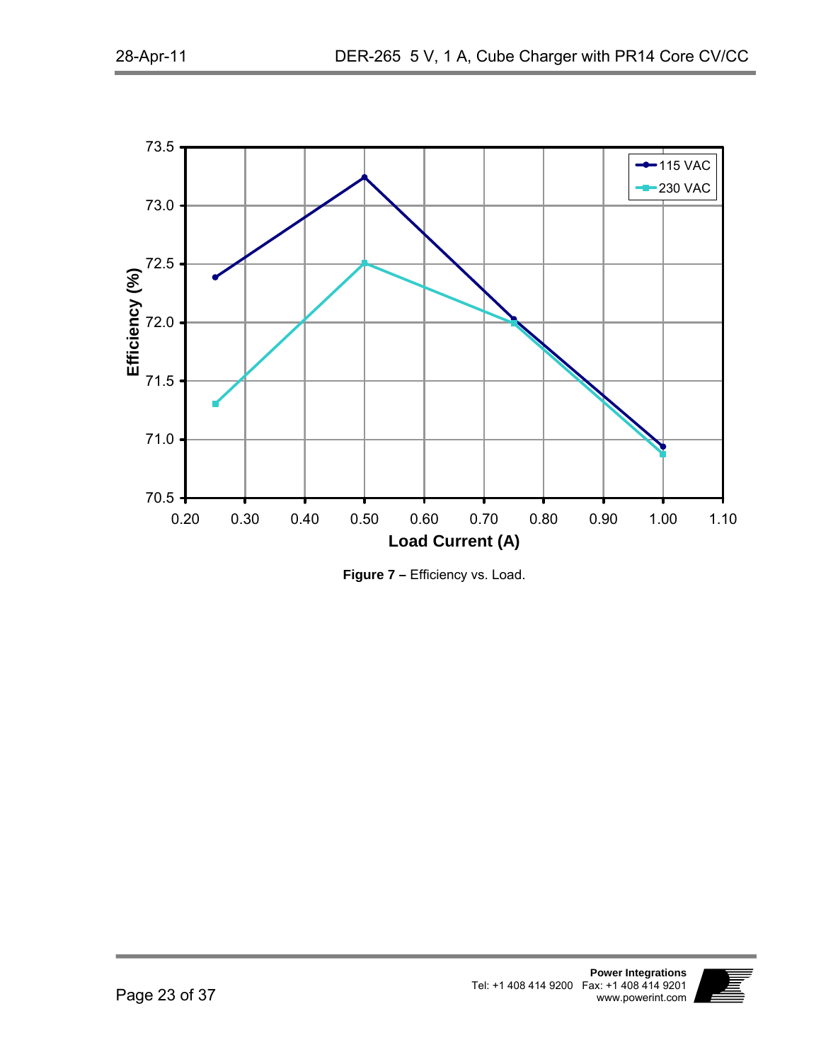73.5
73.0
72.5
72.0
71.5
71.0
70.5

Efficiency (%)

0.20 0.30 0.40 0.50 0.60 0.70 0.80 0.90 1.00 1.10

Load Current (A)

115 VAC
230 VAC

**Figure 7 –** Efficiency vs. Load.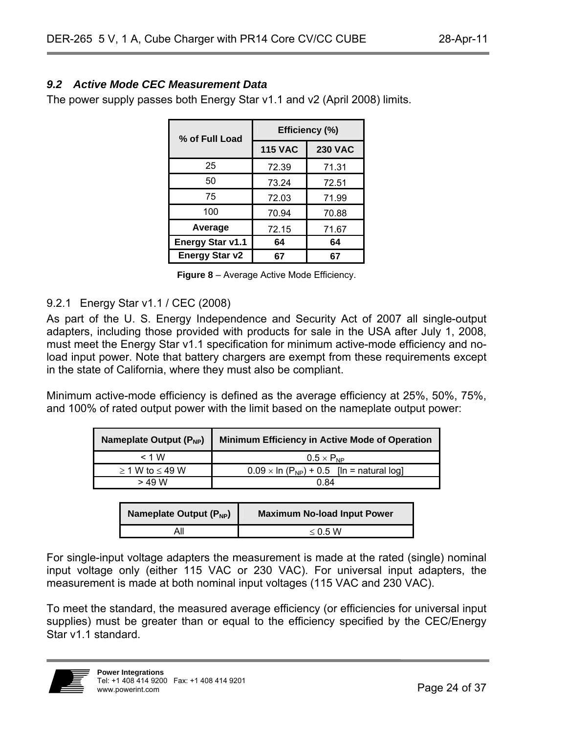## 9.2 Active Mode CEC Measurement Data

The power supply passes both Energy Star v1.1 and v2 (April 2008) limits.

| % of Full Load | Efficiency (%) | |
|---|---|---|
| | 115 VAC | 230 VAC |
| 25 | 72.39 | 71.31 |
| 50 | 73.24 | 72.51 |
| 75 | 72.03 | 71.99 |
| 100 | 70.94 | 70.88 |
| **Average** | 72.15 | 71.67 |
| **Energy Star v1.1** | **64** | **64** |
| **Energy Star v2** | **67** | **67** |

**Figure 8** – Average Active Mode Efficiency.

### 9.2.1 Energy Star v1.1 / CEC (2008)

As part of the U. S. Energy Independence and Security Act of 2007 all single-output adapters, including those provided with products for sale in the USA after July 1, 2008, must meet the Energy Star v1.1 specification for minimum active-mode efficiency and no-load input power. Note that battery chargers are exempt from these requirements except in the state of California, where they must also be compliant.

Minimum active-mode efficiency is defined as the average efficiency at 25%, 50%, 75%, and 100% of rated output power with the limit based on the nameplate output power:

| Nameplate Output ($P_{NP}$) | Minimum Efficiency in Active Mode of Operation |
|---|---|
| < 1 W | $0.5 \times P_{NP}$ |
| ≥ 1 W to ≤ 49 W | $0.09 \times \ln (P_{NP}) + 0.5$ [ln = natural log] |
| > 49 W | 0.84 |

| Nameplate Output ($P_{NP}$) | Maximum No-load Input Power |
|---|---|
| All | ≤ 0.5 W |

For single-input voltage adapters the measurement is made at the rated (single) nominal input voltage only (either 115 VAC or 230 VAC). For universal input adapters, the measurement is made at both nominal input voltages (115 VAC and 230 VAC).

To meet the standard, the measured average efficiency (or efficiencies for universal input supplies) must be greater than or equal to the efficiency specified by the CEC/Energy Star v1.1 standard.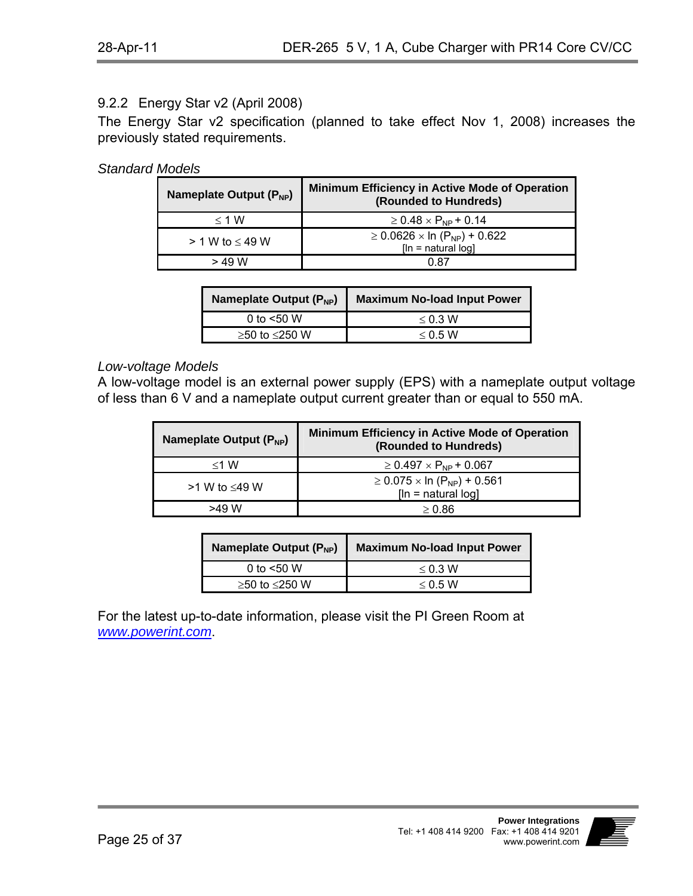### 9.2.2 Energy Star v2 (April 2008)

The Energy Star v2 specification (planned to take effect Nov 1, 2008) increases the previously stated requirements.

*Standard Models*

| Nameplate Output ($P_{NP}$) | Minimum Efficiency in Active Mode of Operation (Rounded to Hundreds) |
|---|---|
| ≤ 1 W | $\geq 0.48 \times P_{NP} + 0.14$ |
| > 1 W to ≤ 49 W | $\geq 0.0626 \times \ln(P_{NP}) + 0.622$ [ln = natural log] |
| > 49 W | 0.87 |

| Nameplate Output ($P_{NP}$) | Maximum No-load Input Power |
|---|---|
| 0 to <50 W | ≤ 0.3 W |
| ≥50 to ≤250 W | ≤ 0.5 W |

*Low-voltage Models*

A low-voltage model is an external power supply (EPS) with a nameplate output voltage of less than 6 V and a nameplate output current greater than or equal to 550 mA.

| Nameplate Output ($P_{NP}$) | Minimum Efficiency in Active Mode of Operation (Rounded to Hundreds) |
|---|---|
| ≤1 W | $\geq 0.497 \times P_{NP} + 0.067$ |
| >1 W to ≤49 W | $\geq 0.075 \times \ln(P_{NP}) + 0.561$ [ln = natural log] |
| >49 W | ≥ 0.86 |

| Nameplate Output ($P_{NP}$) | Maximum No-load Input Power |
|---|---|
| 0 to <50 W | ≤ 0.3 W |
| ≥50 to ≤250 W | ≤ 0.5 W |

For the latest up-to-date information, please visit the PI Green Room at www.powerint.com.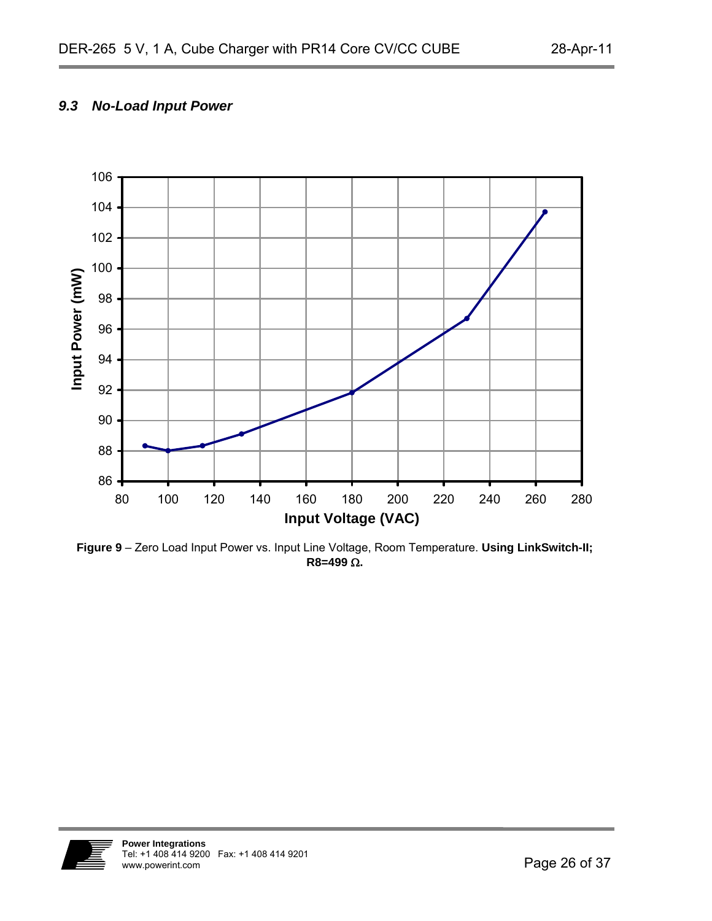### *9.3 No-Load Input Power*

Input Power (mW)

106
104
102
100
98
96
94
92
90
88
86

80 100 120 140 160 180 200 220 240 260 280

Input Voltage (VAC)

**Figure 9** – Zero Load Input Power vs. Input Line Voltage, Room Temperature. **Using LinkSwitch-II; R8=499 Ω.**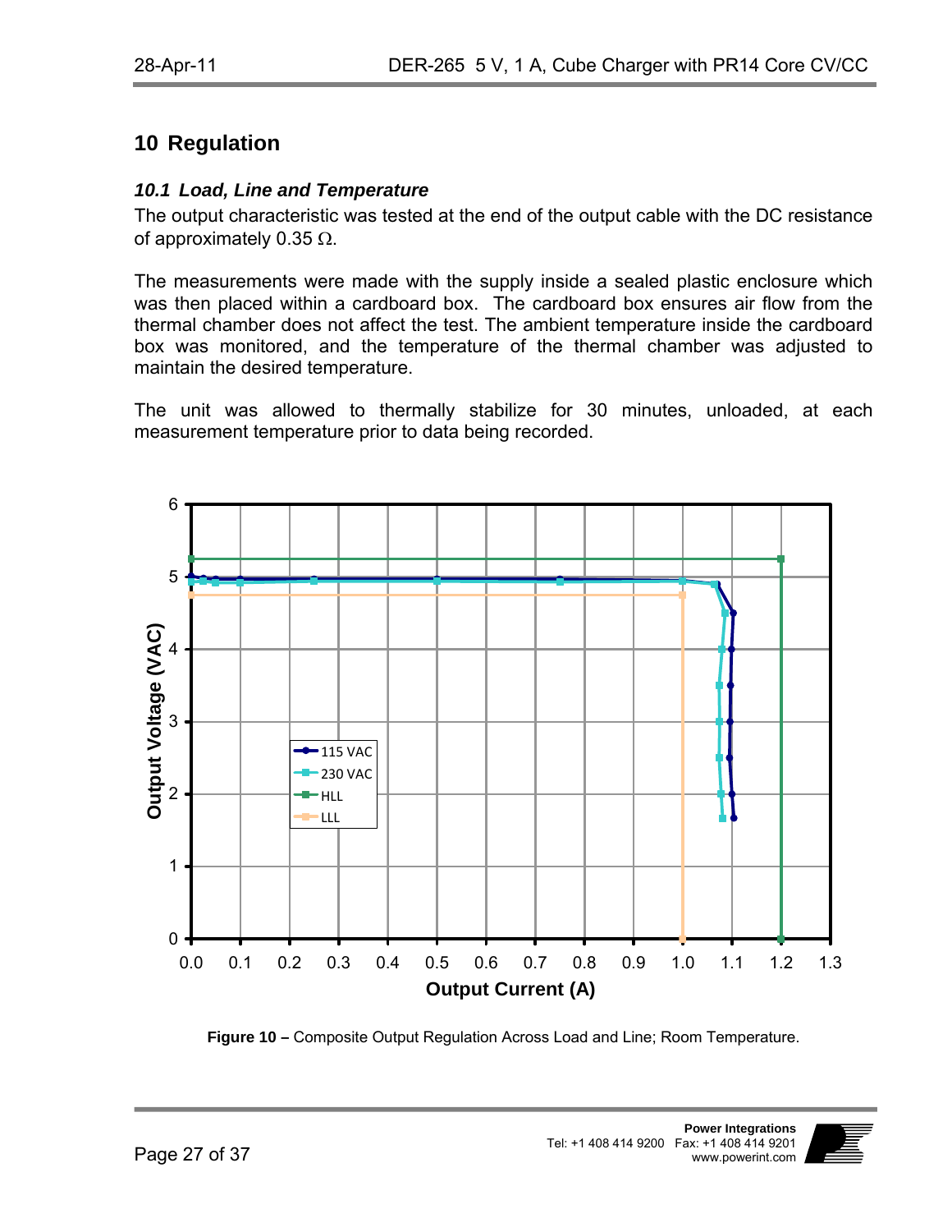# 10 Regulation

## *10.1 Load, Line and Temperature*

The output characteristic was tested at the end of the output cable with the DC resistance of approximately 0.35 Ω.

The measurements were made with the supply inside a sealed plastic enclosure which was then placed within a cardboard box. The cardboard box ensures air flow from the thermal chamber does not affect the test. The ambient temperature inside the cardboard box was monitored, and the temperature of the thermal chamber was adjusted to maintain the desired temperature.

The unit was allowed to thermally stabilize for 30 minutes, unloaded, at each measurement temperature prior to data being recorded.

Output Voltage (VAC)

0
1
2
3
4
5
6

Output Current (A)

0.0 0.1 0.2 0.3 0.4 0.5 0.6 0.7 0.8 0.9 1.0 1.1 1.2 1.3

115 VAC
230 VAC
HLL
LLL

**Figure 10 –** Composite Output Regulation Across Load and Line; Room Temperature.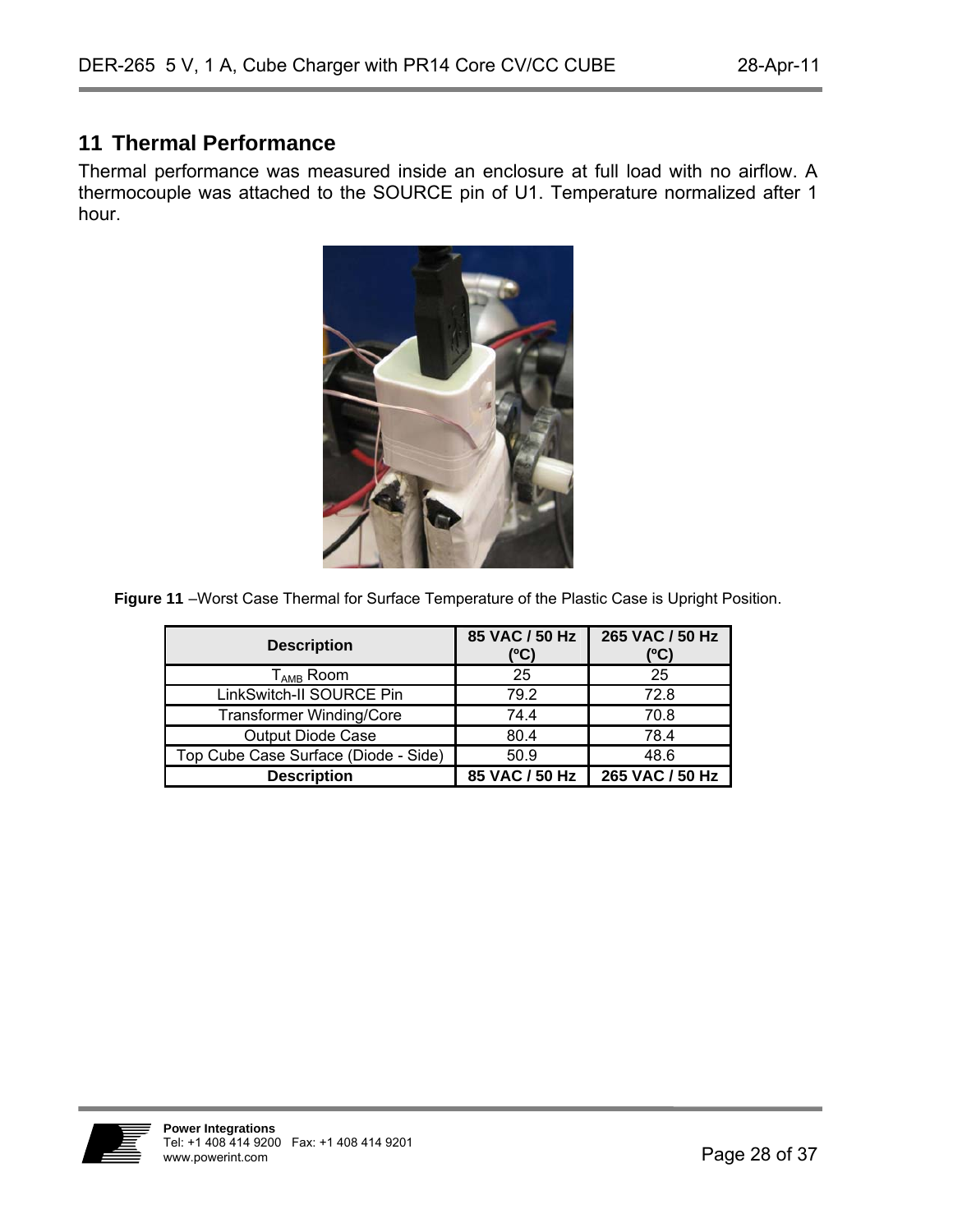## 11 Thermal Performance

Thermal performance was measured inside an enclosure at full load with no airflow. A thermocouple was attached to the SOURCE pin of U1. Temperature normalized after 1 hour.

**Figure 11** –Worst Case Thermal for Surface Temperature of the Plastic Case is Upright Position.

| **Description** | **85 VAC / 50 Hz (ºC)** | **265 VAC / 50 Hz (ºC)** |
|---|---|---|
| $T_{AMB}$ Room | 25 | 25 |
| LinkSwitch-II SOURCE Pin | 79.2 | 72.8 |
| Transformer Winding/Core | 74.4 | 70.8 |
| Output Diode Case | 80.4 | 78.4 |
| Top Cube Case Surface (Diode - Side) | 50.9 | 48.6 |
| **Description** | **85 VAC / 50 Hz** | **265 VAC / 50 Hz** |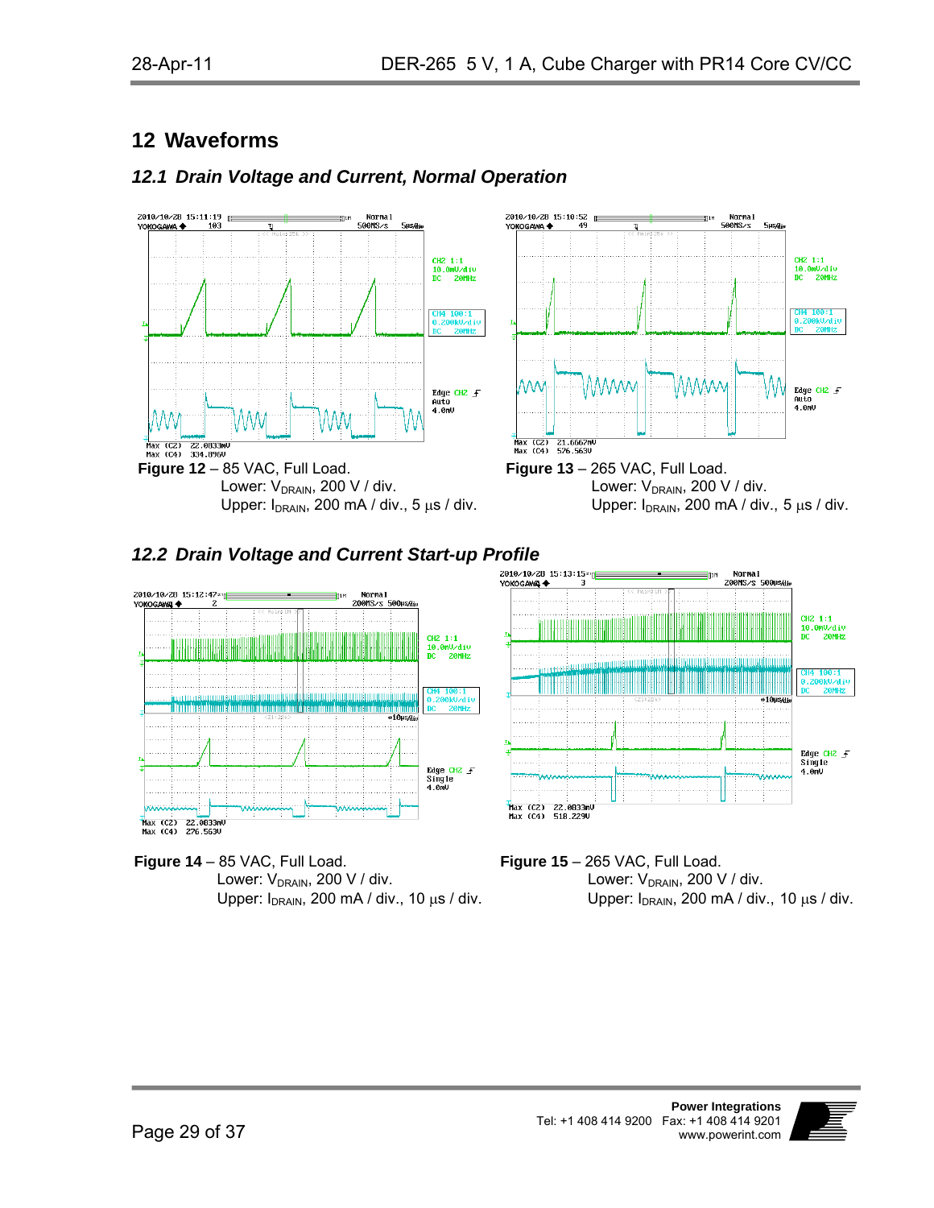# 12 Waveforms

## 12.1 Drain Voltage and Current, Normal Operation

2010/10/28 15:11:19
YOKOGAWA
103
Normal
500MS/s 5µs/div
CH2 1:1
10.0mV/div
DC 20MHz
CH4 100:1
0.200kV/div
DC 20MHz
Edge CH2
Auto
4.0mV
Max (C2) 22.0833mV
Max (C4) 334.896V

**Figure 12** – 85 VAC, Full Load.
Lower: $V_{DRAIN}$, 200 V / div.
Upper: $I_{DRAIN}$, 200 mA / div., 5 µs / div.

2010/10/28 15:10:52
YOKOGAWA
49
Normal
500MS/s 5µs/div
CH2 1:1
10.0mV/div
DC 20MHz
CH4 100:1
0.200kV/div
DC 20MHz
Edge CH2
Auto
4.0mV
Max (C2) 21.6667mV
Max (C4) 576.563V

**Figure 13** – 265 VAC, Full Load.
Lower: $V_{DRAIN}$, 200 V / div.
Upper: $I_{DRAIN}$, 200 mA / div., 5 µs / div.

## 12.2 Drain Voltage and Current Start-up Profile

2010/10/28 15:12:47
YOKOGAWA
2
Normal
200MS/s 500µs/div
CH2 1:1
10.0mV/div
DC 20MHz
CH4 100:1
0.200kV/div
DC 20MHz
×10µs/div
Edge CH2
Single
4.0mV
Max (C2) 22.0833mV
Max (C4) 276.563V

**Figure 14** – 85 VAC, Full Load.
Lower: $V_{DRAIN}$, 200 V / div.
Upper: $I_{DRAIN}$, 200 mA / div., 10 µs / div.

2010/10/28 15:13:15
YOKOGAWA
3
Normal
200MS/s 500µs/div
CH2 1:1
10.0mV/div
DC 20MHz
CH4 100:1
0.200kV/div
DC 20MHz
×10µs/div
Edge CH2
Single
4.0mV
Max (C2) 22.0833mV
Max (C4) 518.229V

**Figure 15** – 265 VAC, Full Load.
Lower: $V_{DRAIN}$, 200 V / div.
Upper: $I_{DRAIN}$, 200 mA / div., 10 µs / div.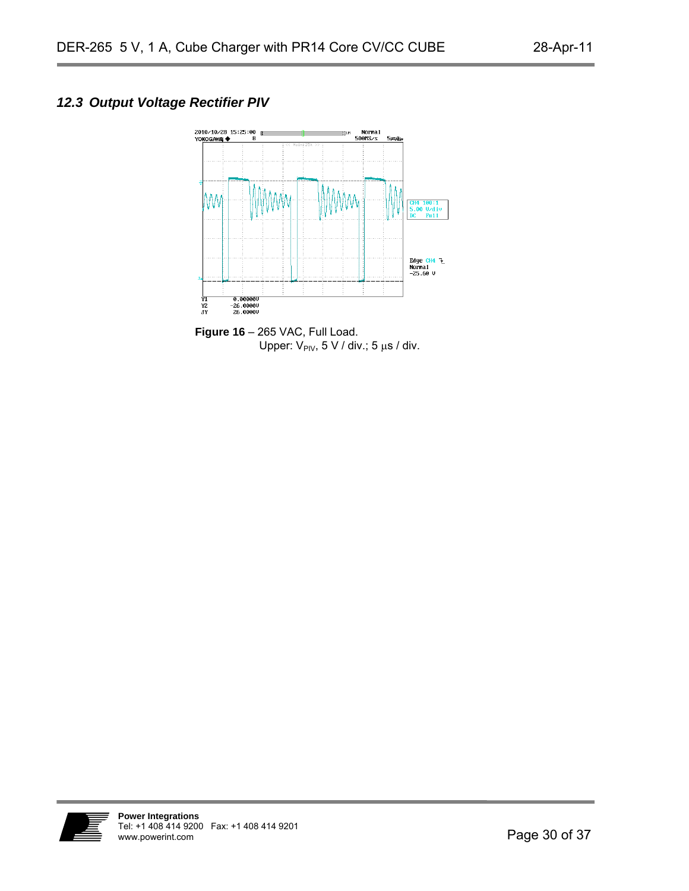### 12.3 Output Voltage Rectifier PIV

2010/10/28 15:25:00
YOKOGAWA
8
Normal
500MS/s
5µs/div
CH4 100:1
5.00 V/div
DC Full
Edge CH4
Normal
-25.60 V
Y1 0.00000V
Y2 -26.0000V
ΔY 26.0000V

**Figure 16** – 265 VAC, Full Load.
Upper: $V_{PIV}$, 5 V / div.; 5 µs / div.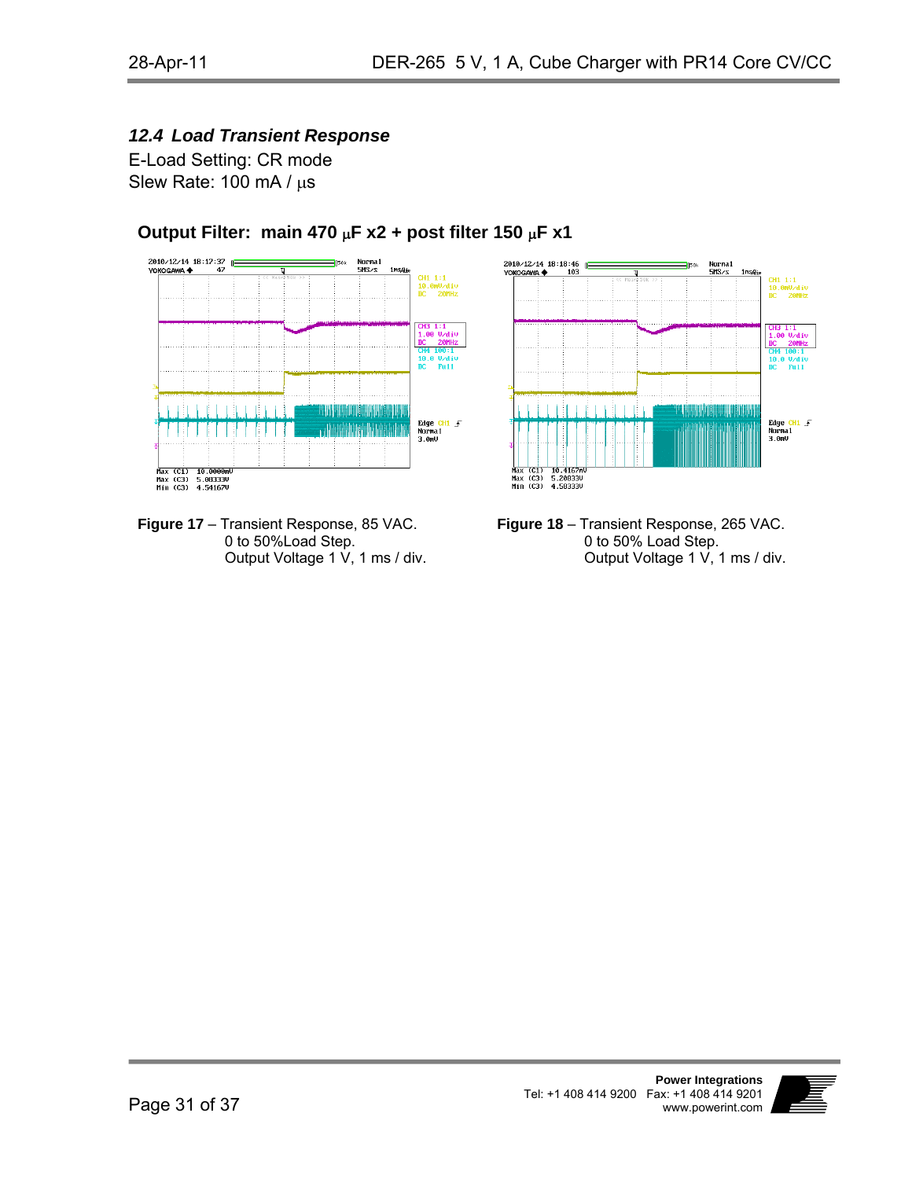### *12.4 Load Transient Response*

E-Load Setting: CR mode
Slew Rate: 100 mA / µs

**Output Filter: main 470 µF x2 + post filter 150 µF x1**

2010/12/14 18:17:37
YOKOGAWA
47
Normal
5MS/s
1ms/div
CH1 1:1
10.0mV/div
DC 20MHz
CH3 1:1
1.00 V/div
DC 20MHz
CH4 100:1
10.0 V/div
DC Full
Edge CH1
Normal
3.0mV
Max (C1) 10.0000mV
Max (C3) 5.08333V
Min (C3) 4.54167V

**Figure 17** – Transient Response, 85 VAC.
0 to 50%Load Step.
Output Voltage 1 V, 1 ms / div.

2010/12/14 18:18:46
YOKOGAWA
103
Normal
5MS/s
1ms/div
CH1 1:1
10.0mV/div
DC 20MHz
CH3 1:1
1.00 V/div
DC 20MHz
CH4 100:1
10.0 V/div
DC Full
Edge CH1
Normal
3.0mV
Max (C1) 10.4167mV
Max (C3) 5.20833V
Min (C3) 4.58333V

**Figure 18** – Transient Response, 265 VAC.
0 to 50% Load Step.
Output Voltage 1 V, 1 ms / div.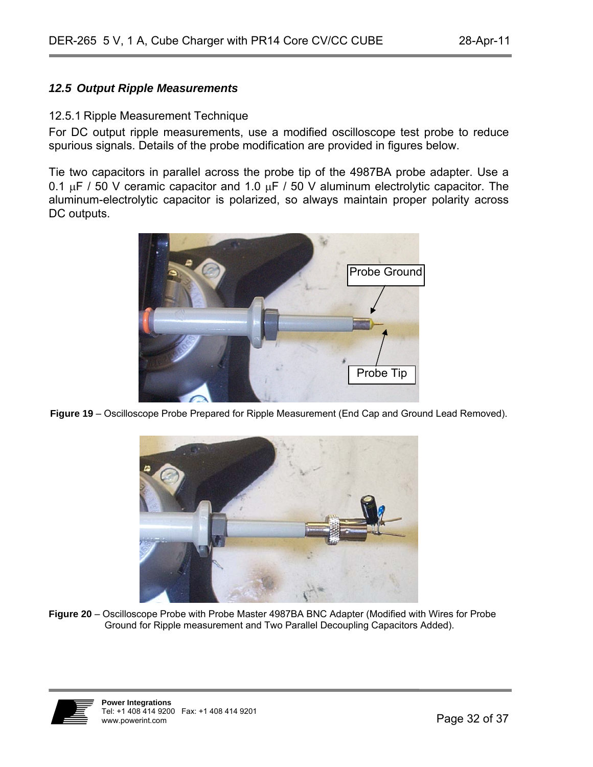### *12.5 Output Ripple Measurements*

12.5.1 Ripple Measurement Technique

For DC output ripple measurements, use a modified oscilloscope test probe to reduce spurious signals. Details of the probe modification are provided in figures below.

Tie two capacitors in parallel across the probe tip of the 4987BA probe adapter. Use a 0.1 μF / 50 V ceramic capacitor and 1.0 μF / 50 V aluminum electrolytic capacitor. The aluminum-electrolytic capacitor is polarized, so always maintain proper polarity across DC outputs.

Probe Ground

Probe Tip

**Figure 19** – Oscilloscope Probe Prepared for Ripple Measurement (End Cap and Ground Lead Removed).

**Figure 20** – Oscilloscope Probe with Probe Master 4987BA BNC Adapter (Modified with Wires for Probe Ground for Ripple measurement and Two Parallel Decoupling Capacitors Added).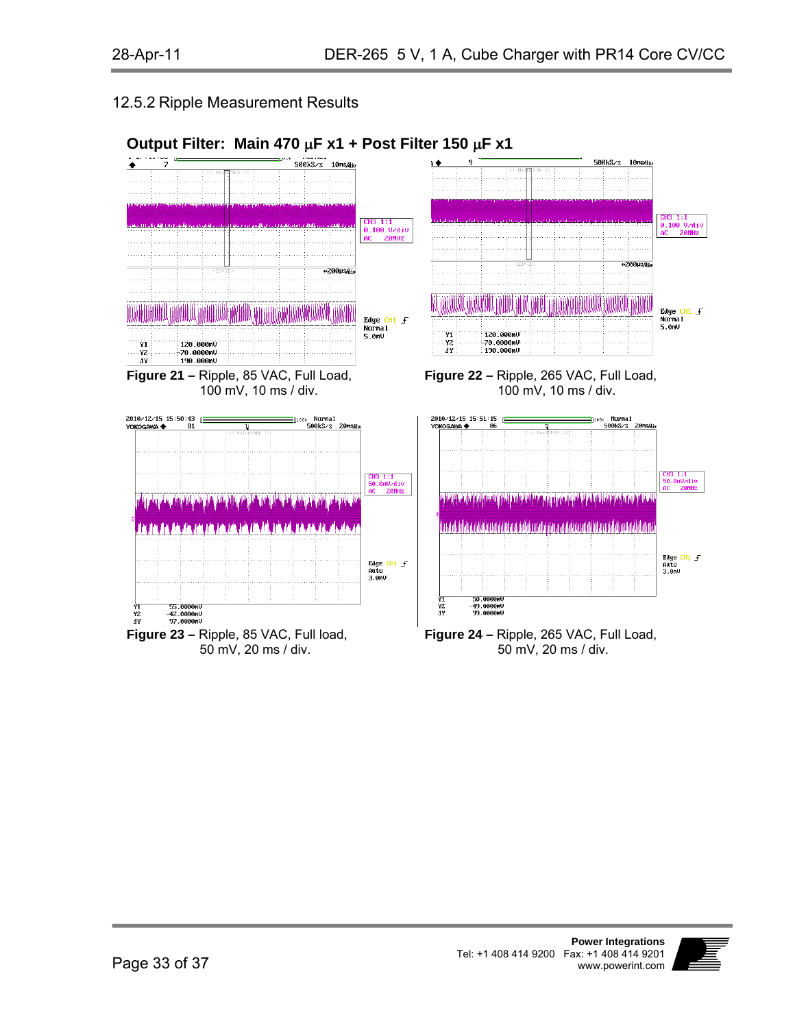### 12.5.2 Ripple Measurement Results

**Output Filter: Main 470 µF x1 + Post Filter 150 µF x1**

500kS/s 10ms/div
CH3 1:1
0.100 V/div
AC 20MHz
Edge CH1
Normal
5.0mV
Y1 120.000mV
Y2 -70.0000mV
ΔY 190.000mV

**Figure 21 –** Ripple, 85 VAC, Full Load, 100 mV, 10 ms / div.

500kS/s 10ms/div
CH3 1:1
0.100 V/div
AC 20MHz
Edge CH1
Normal
5.0mV
Y1 120.000mV
Y2 -70.0000mV
ΔY 190.000mV

**Figure 22 –** Ripple, 265 VAC, Full Load, 100 mV, 10 ms / div.

2010/12/15 15:50:43
YOKOGAWA
Normal
500kS/s 20ms/div
CH3 1:1
50.0mV/div
AC 20MHz
Edge CH1
Auto
3.0mV
Y1 55.0000mV
Y2 -42.0000mV
ΔY 97.0000mV

**Figure 23 –** Ripple, 85 VAC, Full load, 50 mV, 20 ms / div.

2010/12/15 15:51:15
YOKOGAWA
Normal
500kS/s 20ms/div
CH3 1:1
50.0mV/div
AC 20MHz
Edge CH1
Auto
3.0mV
Y1 50.0000mV
Y2 -49.0000mV
ΔY 99.0000mV

**Figure 24 –** Ripple, 265 VAC, Full Load, 50 mV, 20 ms / div.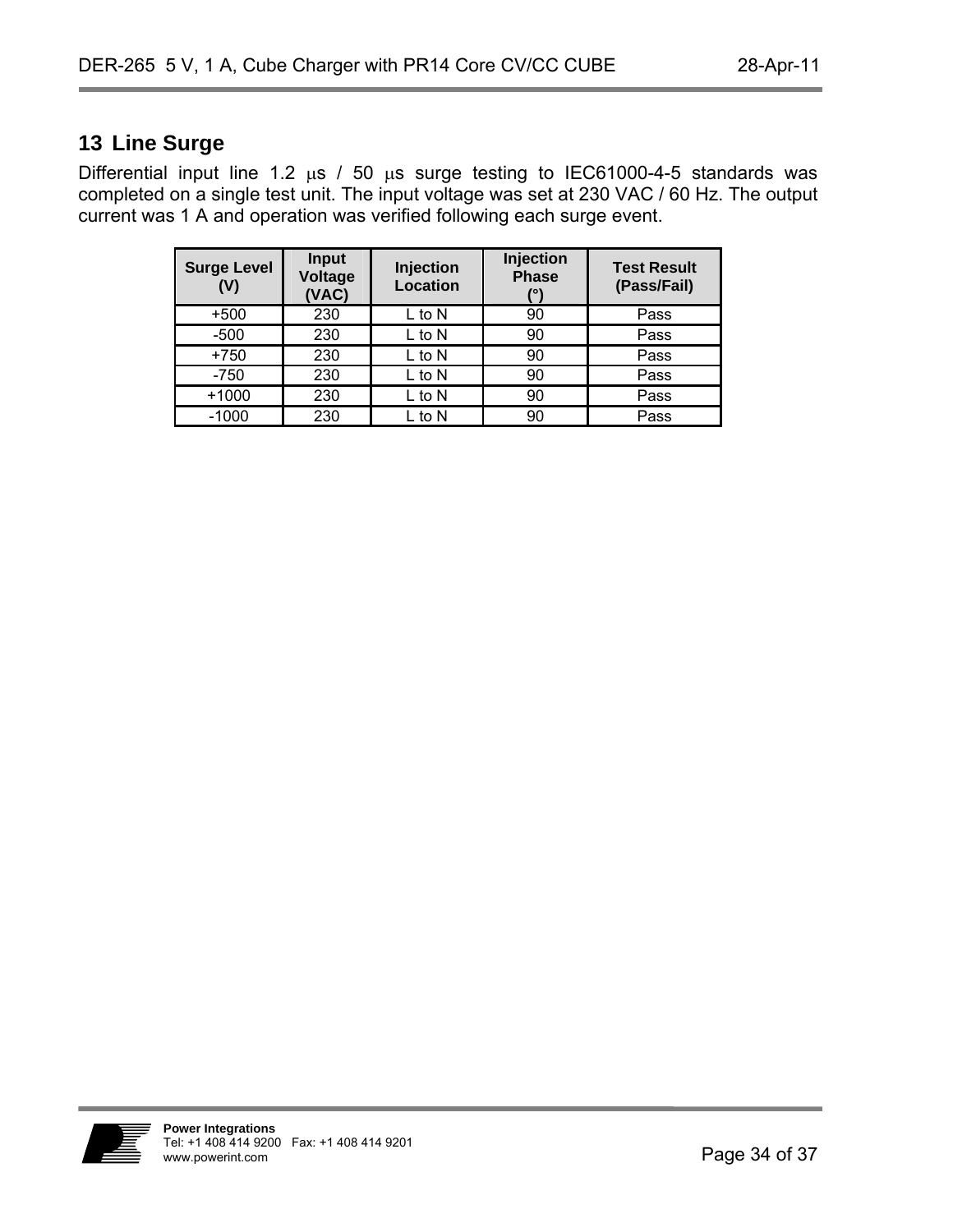## 13 Line Surge

Differential input line 1.2 μs / 50 μs surge testing to IEC61000-4-5 standards was completed on a single test unit. The input voltage was set at 230 VAC / 60 Hz. The output current was 1 A and operation was verified following each surge event.

| Surge Level (V) | Input Voltage (VAC) | Injection Location | Injection Phase (°) | Test Result (Pass/Fail) |
|---|---|---|---|---|
| +500 | 230 | L to N | 90 | Pass |
| -500 | 230 | L to N | 90 | Pass |
| +750 | 230 | L to N | 90 | Pass |
| -750 | 230 | L to N | 90 | Pass |
| +1000 | 230 | L to N | 90 | Pass |
| -1000 | 230 | L to N | 90 | Pass |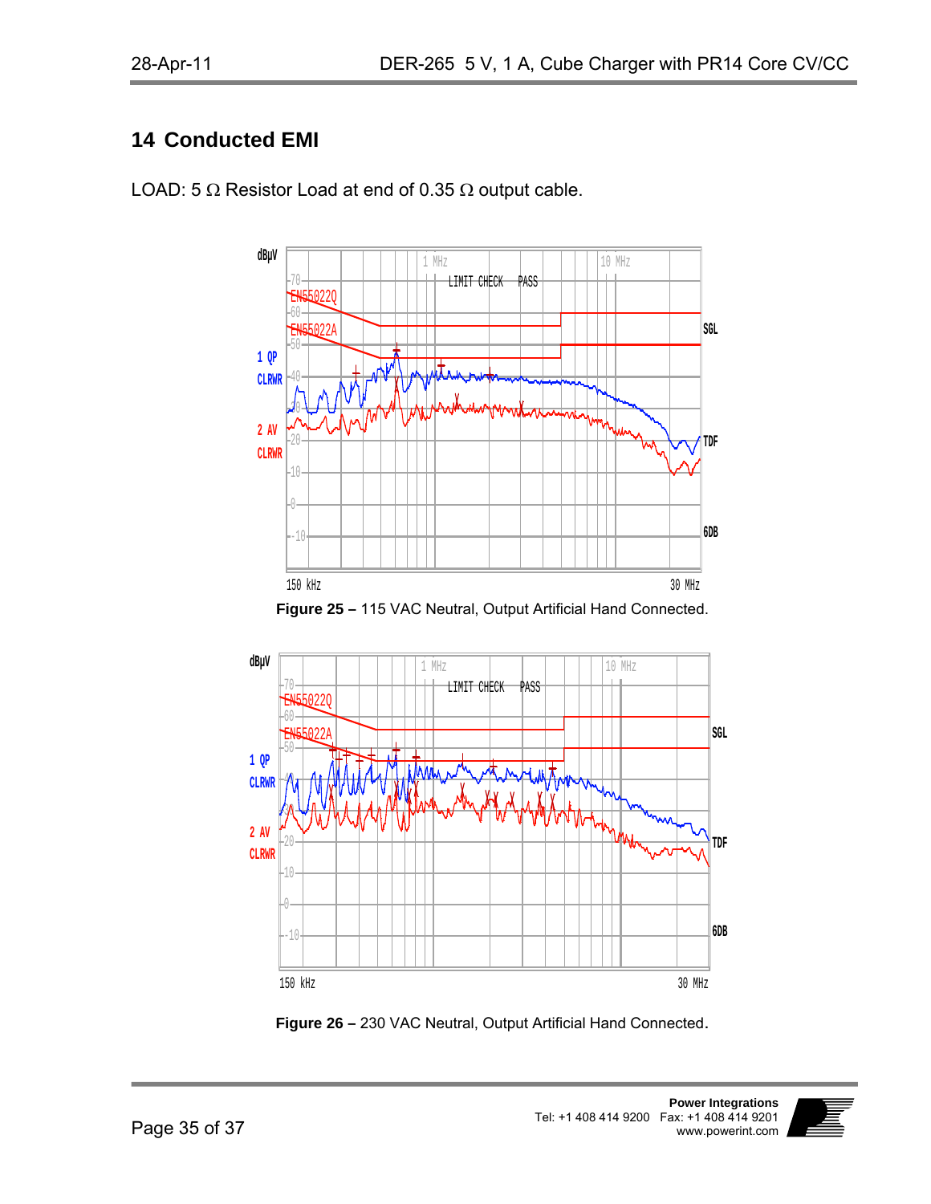# 14 Conducted EMI

LOAD: 5 Ω Resistor Load at end of 0.35 Ω output cable.

dBµV

1 MHz

10 MHz

LIMIT CHECK PASS

70

EN55022Q

60

EN55022A

50

1 QP

CLRWR

40

30

2 AV

CLRWR

20

10

0

-10

SGL

TDF

6DB

150 kHz

30 MHz

**Figure 25 –** 115 VAC Neutral, Output Artificial Hand Connected.

dBµV

1 MHz

10 MHz

LIMIT CHECK PASS

70

EN55022Q

60

EN55022A

50

1 QP

CLRWR

40

2 AV

CLRWR

20

10

0

-10

SGL

TDF

6DB

150 kHz

30 MHz

**Figure 26 –** 230 VAC Neutral, Output Artificial Hand Connected.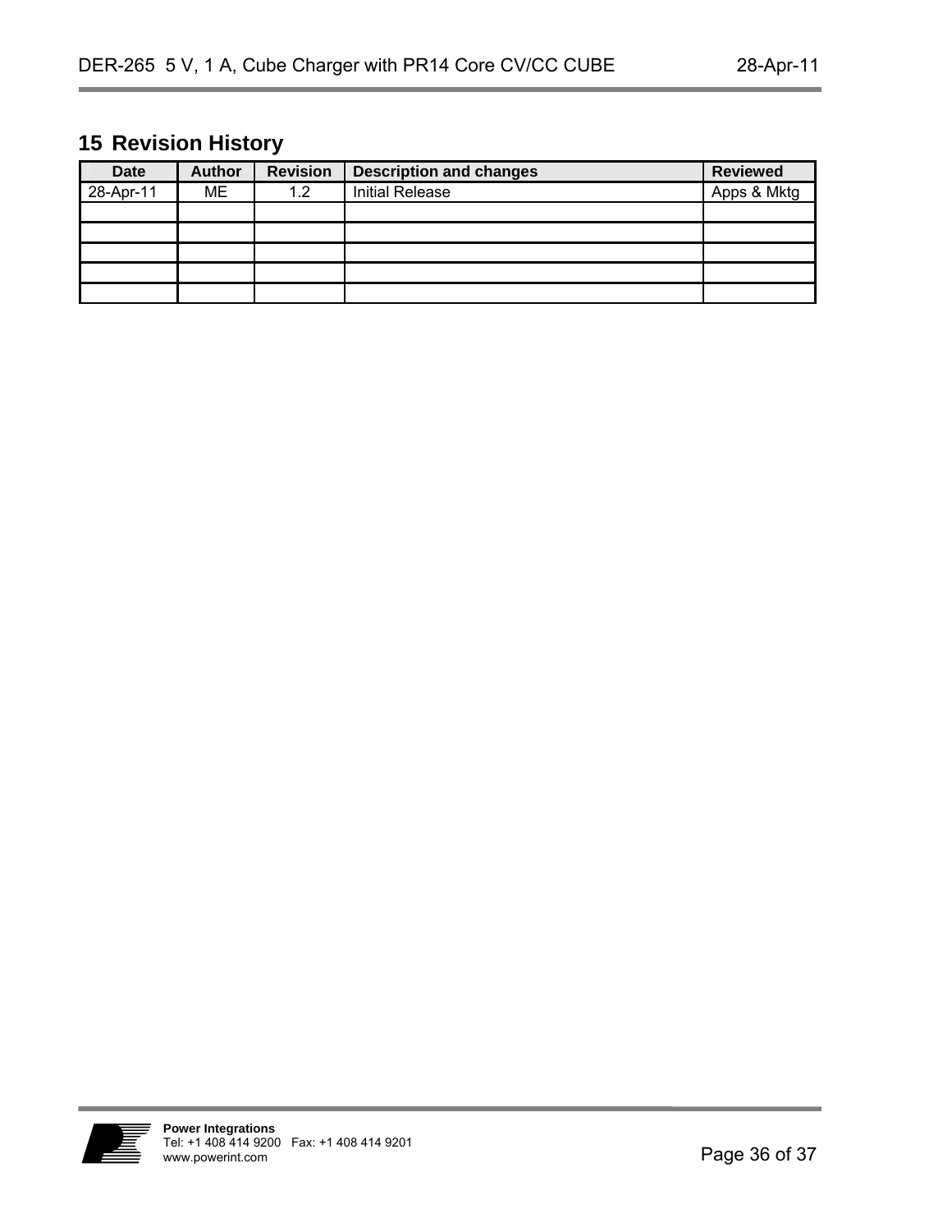## 15 Revision History

| Date | Author | Revision | Description and changes | Reviewed |
|---|---|---|---|---|
| 28-Apr-11 | ME | 1.2 | Initial Release | Apps & Mktg |
| | | | | |
| | | | | |
| | | | | |
| | | | | |
| | | | | |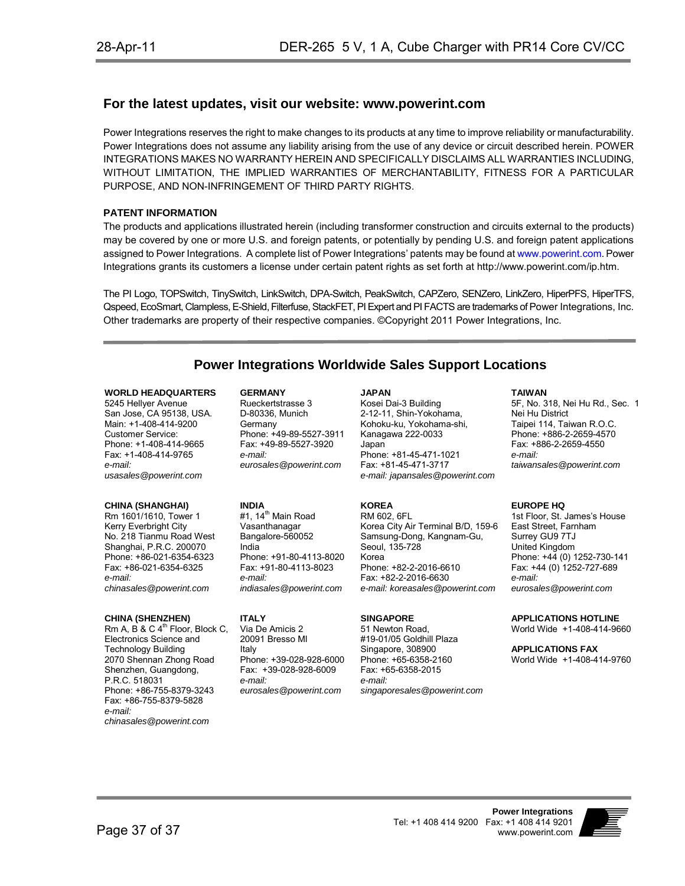## For the latest updates, visit our website: www.powerint.com

Power Integrations reserves the right to make changes to its products at any time to improve reliability or manufacturability. Power Integrations does not assume any liability arising from the use of any device or circuit described herein. POWER INTEGRATIONS MAKES NO WARRANTY HEREIN AND SPECIFICALLY DISCLAIMS ALL WARRANTIES INCLUDING, WITHOUT LIMITATION, THE IMPLIED WARRANTIES OF MERCHANTABILITY, FITNESS FOR A PARTICULAR PURPOSE, AND NON-INFRINGEMENT OF THIRD PARTY RIGHTS.

**PATENT INFORMATION**

The products and applications illustrated herein (including transformer construction and circuits external to the products) may be covered by one or more U.S. and foreign patents, or potentially by pending U.S. and foreign patent applications assigned to Power Integrations. A complete list of Power Integrations' patents may be found at www.powerint.com. Power Integrations grants its customers a license under certain patent rights as set forth at http://www.powerint.com/ip.htm.

The PI Logo, TOPSwitch, TinySwitch, LinkSwitch, DPA-Switch, PeakSwitch, CAPZero, SENZero, LinkZero, HiperPFS, HiperTFS, Qspeed, EcoSmart, Clampless, E-Shield, Filterfuse, StackFET, PI Expert and PI FACTS are trademarks of Power Integrations, Inc. Other trademarks are property of their respective companies. ©Copyright 2011 Power Integrations, Inc.

## Power Integrations Worldwide Sales Support Locations

**WORLD HEADQUARTERS**
5245 Hellyer Avenue
San Jose, CA 95138, USA.
Main: +1-408-414-9200
Customer Service:
Phone: +1-408-414-9665
Fax: +1-408-414-9765
*e-mail:*
*usasales@powerint.com*

**GERMANY**
Rueckertstrasse 3
D-80336, Munich
Germany
Phone: +49-89-5527-3911
Fax: +49-89-5527-3920
*e-mail:*
*eurosales@powerint.com*

**JAPAN**
Kosei Dai-3 Building
2-12-11, Shin-Yokohama,
Kohoku-ku, Yokohama-shi,
Kanagawa 222-0033
Japan
Phone: +81-45-471-1021
Fax: +81-45-471-3717
*e-mail: japansales@powerint.com*

**TAIWAN**
5F, No. 318, Nei Hu Rd., Sec. 1
Nei Hu District
Taipei 114, Taiwan R.O.C.
Phone: +886-2-2659-4570
Fax: +886-2-2659-4550
*e-mail:*
*taiwansales@powerint.com*

**CHINA (SHANGHAI)**
Rm 1601/1610, Tower 1
Kerry Everbright City
No. 218 Tianmu Road West
Shanghai, P.R.C. 200070
Phone: +86-021-6354-6323
Fax: +86-021-6354-6325
*e-mail:*
*chinasales@powerint.com*

**INDIA**
#1, 14th Main Road
Vasanthanagar
Bangalore-560052
India
Phone: +91-80-4113-8020
Fax: +91-80-4113-8023
*e-mail:*
*indiasales@powerint.com*

**KOREA**
RM 602, 6FL
Korea City Air Terminal B/D, 159-6
Samsung-Dong, Kangnam-Gu,
Seoul, 135-728
Korea
Phone: +82-2-2016-6610
Fax: +82-2-2016-6630
*e-mail: koreasales@powerint.com*

**EUROPE HQ**
1st Floor, St. James's House
East Street, Farnham
Surrey GU9 7TJ
United Kingdom
Phone: +44 (0) 1252-730-141
Fax: +44 (0) 1252-727-689
*e-mail:*
*eurosales@powerint.com*

**CHINA (SHENZHEN)**
Rm A, B & C 4th Floor, Block C,
Electronics Science and
Technology Building
2070 Shennan Zhong Road
Shenzhen, Guangdong,
P.R.C. 518031
Phone: +86-755-8379-3243
Fax: +86-755-8379-5828
*e-mail:*
*chinasales@powerint.com*

**ITALY**
Via De Amicis 2
20091 Bresso MI
Italy
Phone: +39-028-928-6000
Fax: +39-028-928-6009
*e-mail:*
*eurosales@powerint.com*

**SINGAPORE**
51 Newton Road,
#19-01/05 Goldhill Plaza
Singapore, 308900
Phone: +65-6358-2160
Fax: +65-6358-2015
*e-mail:*
*singaporesales@powerint.com*

**APPLICATIONS HOTLINE**
World Wide +1-408-414-9660

**APPLICATIONS FAX**
World Wide +1-408-414-9760